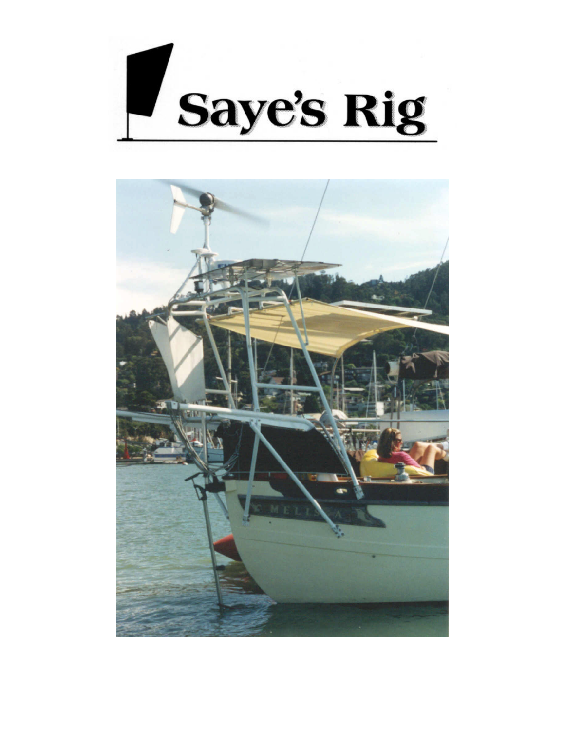# Saye's Rig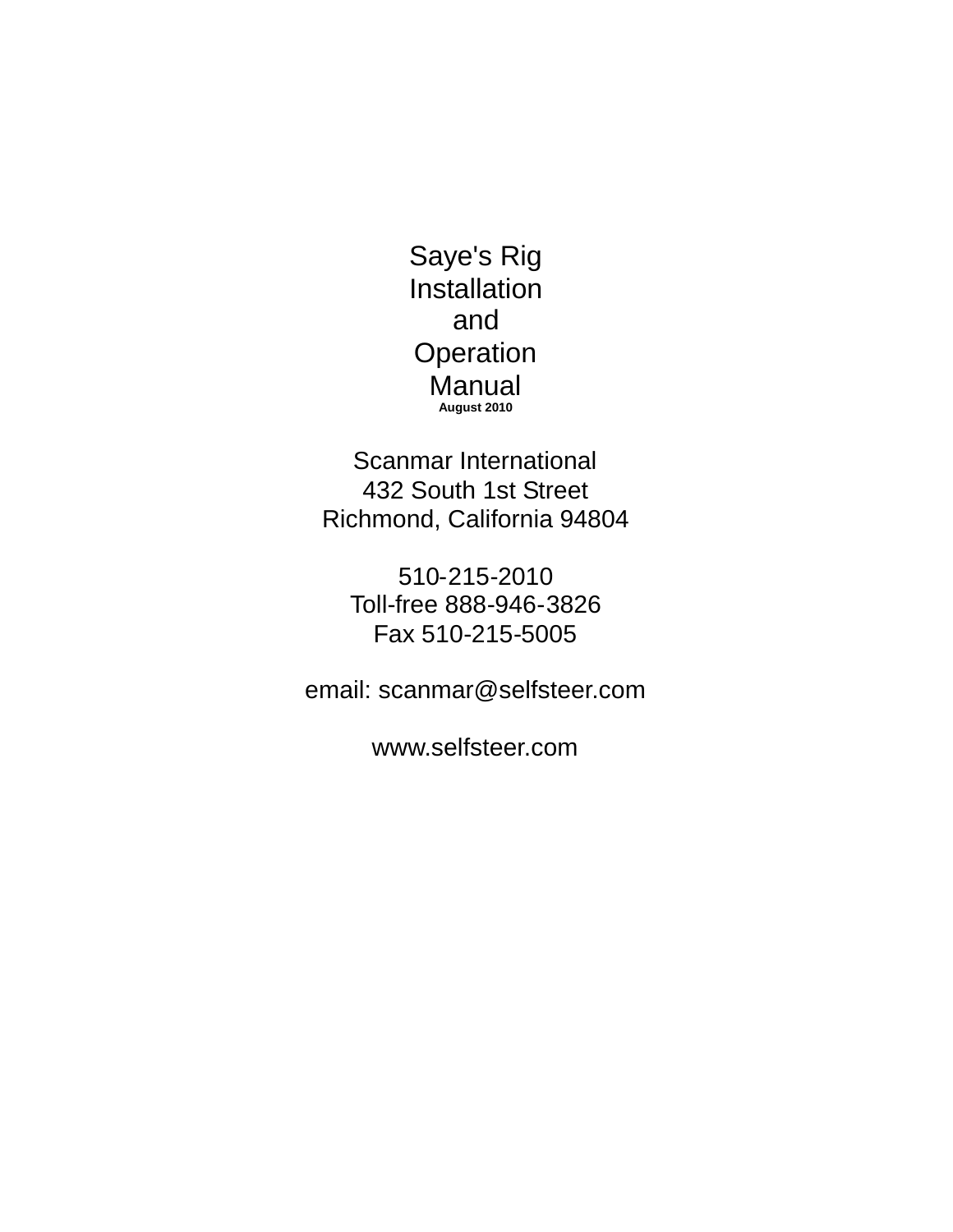# Saye's Rig
# Installation
# and
# Operation
# Manual

**August 2010**

Scanmar International
432 South 1st Street
Richmond, California 94804

510-215-2010
Toll-free 888-946-3826
Fax 510-215-5005

email: scanmar@selfsteer.com

www.selfsteer.com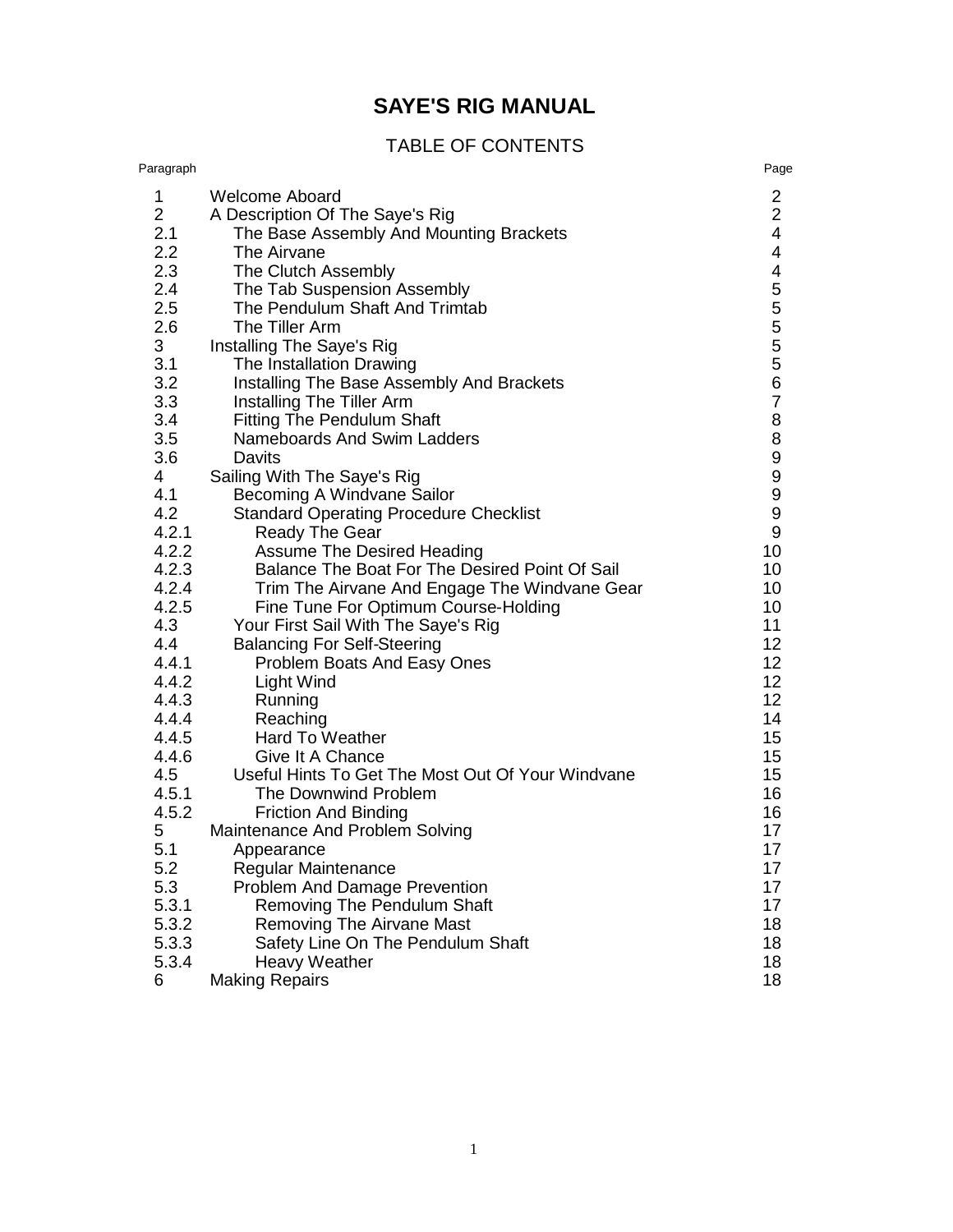# SAYE'S RIG MANUAL

## TABLE OF CONTENTS

| Paragraph | | Page |
|---|---|---|
| 1 | Welcome Aboard | 2 |
| 2 | A Description Of The Saye's Rig | 2 |
| 2.1 | The Base Assembly And Mounting Brackets | 4 |
| 2.2 | The Airvane | 4 |
| 2.3 | The Clutch Assembly | 4 |
| 2.4 | The Tab Suspension Assembly | 5 |
| 2.5 | The Pendulum Shaft And Trimtab | 5 |
| 2.6 | The Tiller Arm | 5 |
| 3 | Installing The Saye's Rig | 5 |
| 3.1 | The Installation Drawing | 5 |
| 3.2 | Installing The Base Assembly And Brackets | 6 |
| 3.3 | Installing The Tiller Arm | 7 |
| 3.4 | Fitting The Pendulum Shaft | 8 |
| 3.5 | Nameboards And Swim Ladders | 8 |
| 3.6 | Davits | 9 |
| 4 | Sailing With The Saye's Rig | 9 |
| 4.1 | Becoming A Windvane Sailor | 9 |
| 4.2 | Standard Operating Procedure Checklist | 9 |
| 4.2.1 | Ready The Gear | 9 |
| 4.2.2 | Assume The Desired Heading | 10 |
| 4.2.3 | Balance The Boat For The Desired Point Of Sail | 10 |
| 4.2.4 | Trim The Airvane And Engage The Windvane Gear | 10 |
| 4.2.5 | Fine Tune For Optimum Course-Holding | 10 |
| 4.3 | Your First Sail With The Saye's Rig | 11 |
| 4.4 | Balancing For Self-Steering | 12 |
| 4.4.1 | Problem Boats And Easy Ones | 12 |
| 4.4.2 | Light Wind | 12 |
| 4.4.3 | Running | 12 |
| 4.4.4 | Reaching | 14 |
| 4.4.5 | Hard To Weather | 15 |
| 4.4.6 | Give It A Chance | 15 |
| 4.5 | Useful Hints To Get The Most Out Of Your Windvane | 15 |
| 4.5.1 | The Downwind Problem | 16 |
| 4.5.2 | Friction And Binding | 16 |
| 5 | Maintenance And Problem Solving | 17 |
| 5.1 | Appearance | 17 |
| 5.2 | Regular Maintenance | 17 |
| 5.3 | Problem And Damage Prevention | 17 |
| 5.3.1 | Removing The Pendulum Shaft | 17 |
| 5.3.2 | Removing The Airvane Mast | 18 |
| 5.3.3 | Safety Line On The Pendulum Shaft | 18 |
| 5.3.4 | Heavy Weather | 18 |
| 6 | Making Repairs | 18 |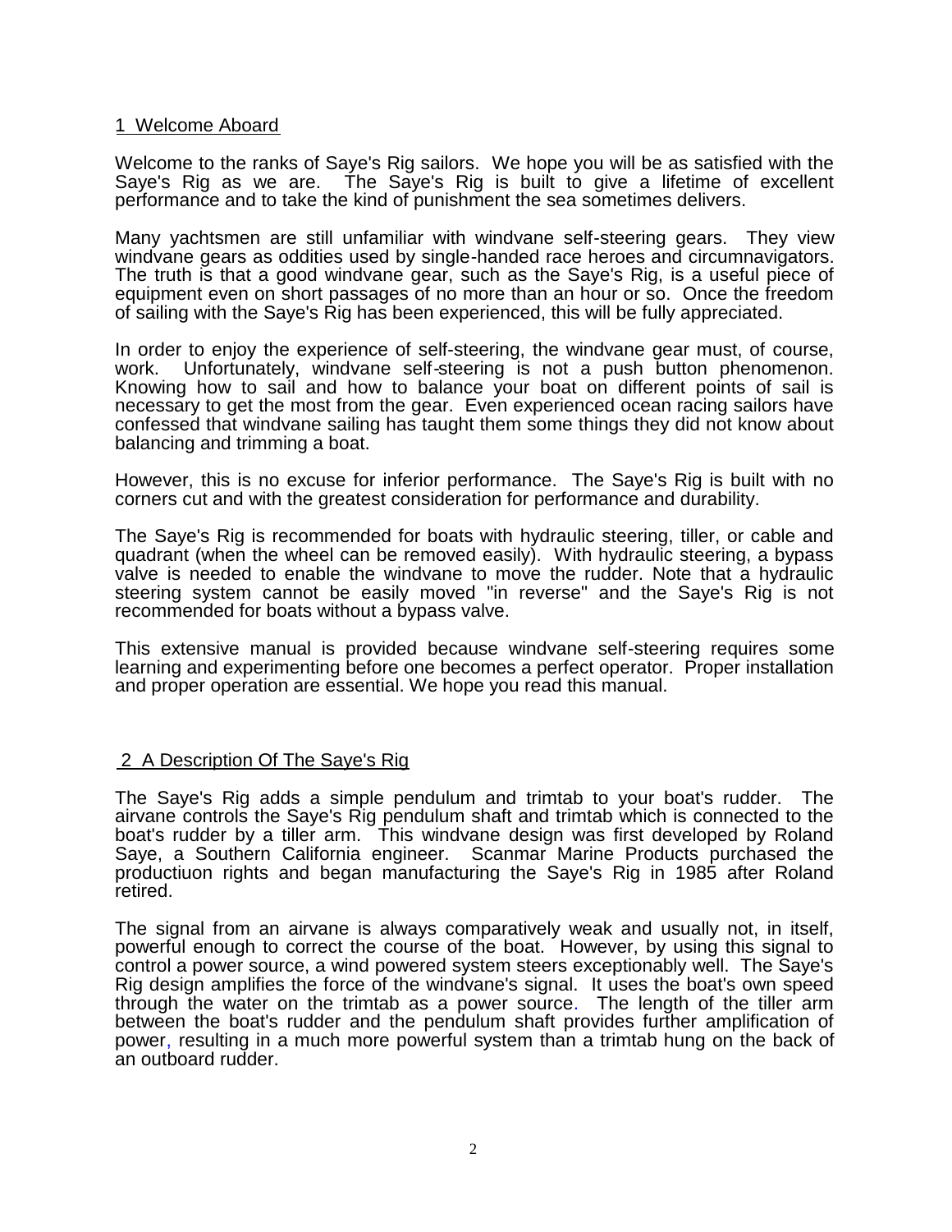## 1 Welcome Aboard

Welcome to the ranks of Saye's Rig sailors. We hope you will be as satisfied with the Saye's Rig as we are. The Saye's Rig is built to give a lifetime of excellent performance and to take the kind of punishment the sea sometimes delivers.

Many yachtsmen are still unfamiliar with windvane self-steering gears. They view windvane gears as oddities used by single-handed race heroes and circumnavigators. The truth is that a good windvane gear, such as the Saye's Rig, is a useful piece of equipment even on short passages of no more than an hour or so. Once the freedom of sailing with the Saye's Rig has been experienced, this will be fully appreciated.

In order to enjoy the experience of self-steering, the windvane gear must, of course, work. Unfortunately, windvane self-steering is not a push button phenomenon. Knowing how to sail and how to balance your boat on different points of sail is necessary to get the most from the gear. Even experienced ocean racing sailors have confessed that windvane sailing has taught them some things they did not know about balancing and trimming a boat.

However, this is no excuse for inferior performance. The Saye's Rig is built with no corners cut and with the greatest consideration for performance and durability.

The Saye's Rig is recommended for boats with hydraulic steering, tiller, or cable and quadrant (when the wheel can be removed easily). With hydraulic steering, a bypass valve is needed to enable the windvane to move the rudder. Note that a hydraulic steering system cannot be easily moved "in reverse" and the Saye's Rig is not recommended for boats without a bypass valve.

This extensive manual is provided because windvane self-steering requires some learning and experimenting before one becomes a perfect operator. Proper installation and proper operation are essential. We hope you read this manual.

## 2 A Description Of The Saye's Rig

The Saye's Rig adds a simple pendulum and trimtab to your boat's rudder. The airvane controls the Saye's Rig pendulum shaft and trimtab which is connected to the boat's rudder by a tiller arm. This windvane design was first developed by Roland Saye, a Southern California engineer. Scanmar Marine Products purchased the productiuon rights and began manufacturing the Saye's Rig in 1985 after Roland retired.

The signal from an airvane is always comparatively weak and usually not, in itself, powerful enough to correct the course of the boat. However, by using this signal to control a power source, a wind powered system steers exceptionably well. The Saye's Rig design amplifies the force of the windvane's signal. It uses the boat's own speed through the water on the trimtab as a power source. The length of the tiller arm between the boat's rudder and the pendulum shaft provides further amplification of power, resulting in a much more powerful system than a trimtab hung on the back of an outboard rudder.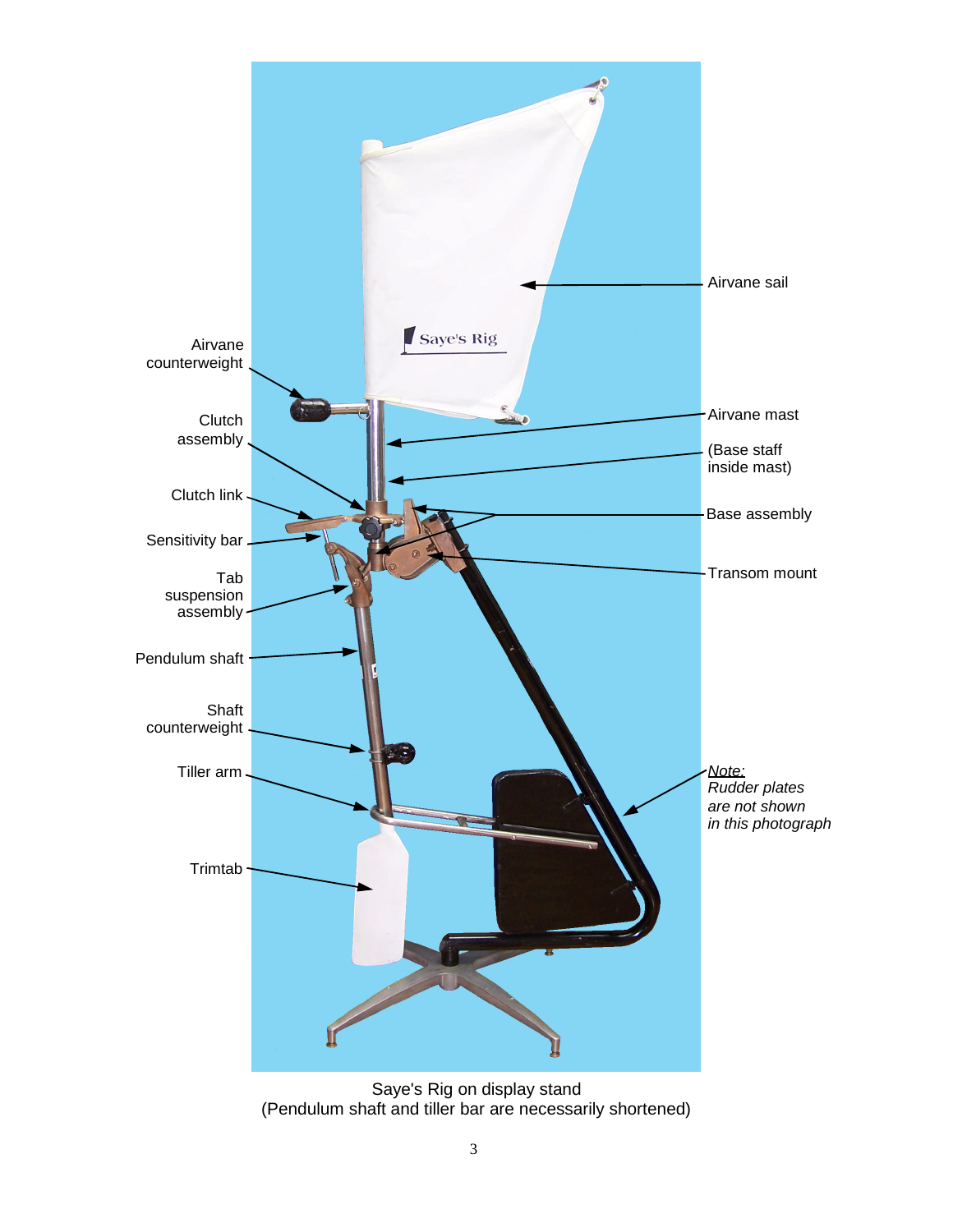Airvane sail

Airvane counterweight

Airvane mast

Clutch assembly

(Base staff inside mast)

Clutch link

Base assembly

Sensitivity bar

Transom mount

Tab suspension assembly

Pendulum shaft

Shaft counterweight

Tiller arm

*Note:*
*Rudder plates are not shown in this photograph*

Trimtab

Saye's Rig on display stand
(Pendulum shaft and tiller bar are necessarily shortened)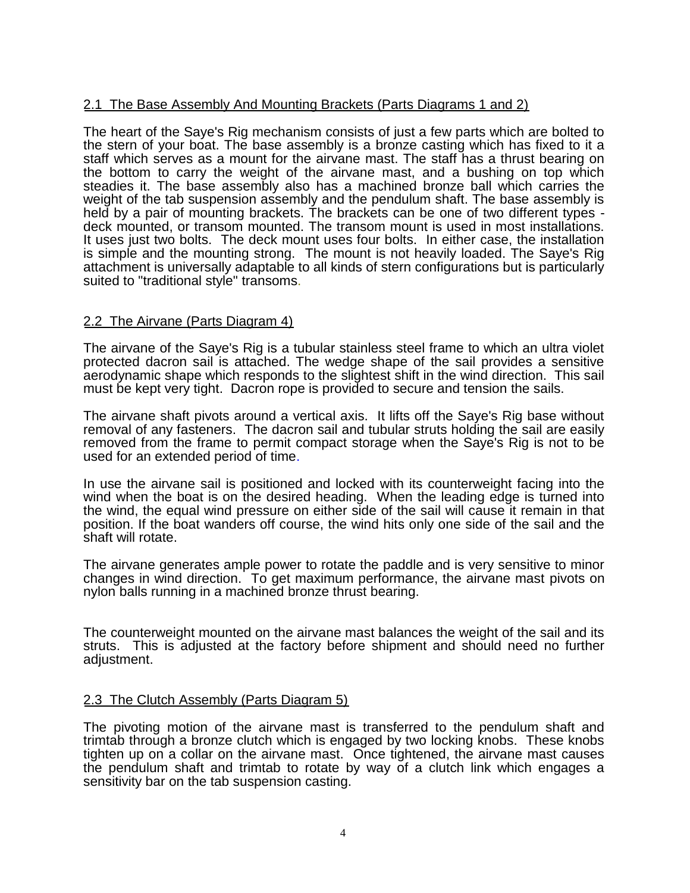## 2.1 The Base Assembly And Mounting Brackets (Parts Diagrams 1 and 2)

The heart of the Saye's Rig mechanism consists of just a few parts which are bolted to the stern of your boat. The base assembly is a bronze casting which has fixed to it a staff which serves as a mount for the airvane mast. The staff has a thrust bearing on the bottom to carry the weight of the airvane mast, and a bushing on top which steadies it. The base assembly also has a machined bronze ball which carries the weight of the tab suspension assembly and the pendulum shaft. The base assembly is held by a pair of mounting brackets. The brackets can be one of two different types - deck mounted, or transom mounted. The transom mount is used in most installations. It uses just two bolts. The deck mount uses four bolts. In either case, the installation is simple and the mounting strong. The mount is not heavily loaded. The Saye's Rig attachment is universally adaptable to all kinds of stern configurations but is particularly suited to "traditional style" transoms.

## 2.2 The Airvane (Parts Diagram 4)

The airvane of the Saye's Rig is a tubular stainless steel frame to which an ultra violet protected dacron sail is attached. The wedge shape of the sail provides a sensitive aerodynamic shape which responds to the slightest shift in the wind direction. This sail must be kept very tight. Dacron rope is provided to secure and tension the sails.

The airvane shaft pivots around a vertical axis. It lifts off the Saye's Rig base without removal of any fasteners. The dacron sail and tubular struts holding the sail are easily removed from the frame to permit compact storage when the Saye's Rig is not to be used for an extended period of time.

In use the airvane sail is positioned and locked with its counterweight facing into the wind when the boat is on the desired heading. When the leading edge is turned into the wind, the equal wind pressure on either side of the sail will cause it remain in that position. If the boat wanders off course, the wind hits only one side of the sail and the shaft will rotate.

The airvane generates ample power to rotate the paddle and is very sensitive to minor changes in wind direction. To get maximum performance, the airvane mast pivots on nylon balls running in a machined bronze thrust bearing.

The counterweight mounted on the airvane mast balances the weight of the sail and its struts. This is adjusted at the factory before shipment and should need no further adjustment.

## 2.3 The Clutch Assembly (Parts Diagram 5)

The pivoting motion of the airvane mast is transferred to the pendulum shaft and trimtab through a bronze clutch which is engaged by two locking knobs. These knobs tighten up on a collar on the airvane mast. Once tightened, the airvane mast causes the pendulum shaft and trimtab to rotate by way of a clutch link which engages a sensitivity bar on the tab suspension casting.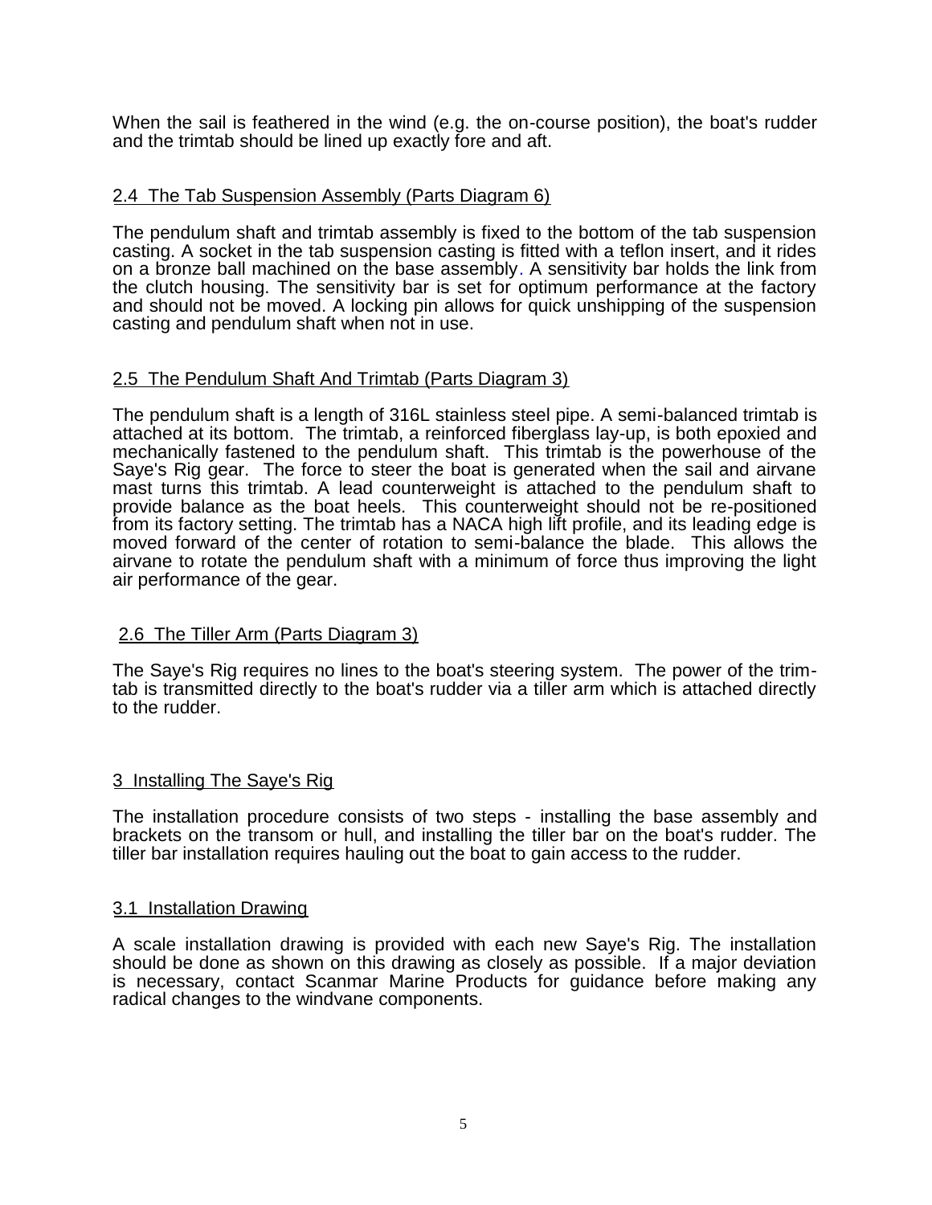When the sail is feathered in the wind (e.g. the on-course position), the boat's rudder and the trimtab should be lined up exactly fore and aft.

## 2.4 The Tab Suspension Assembly (Parts Diagram 6)

The pendulum shaft and trimtab assembly is fixed to the bottom of the tab suspension casting. A socket in the tab suspension casting is fitted with a teflon insert, and it rides on a bronze ball machined on the base assembly. A sensitivity bar holds the link from the clutch housing. The sensitivity bar is set for optimum performance at the factory and should not be moved. A locking pin allows for quick unshipping of the suspension casting and pendulum shaft when not in use.

## 2.5 The Pendulum Shaft And Trimtab (Parts Diagram 3)

The pendulum shaft is a length of 316L stainless steel pipe. A semi-balanced trimtab is attached at its bottom. The trimtab, a reinforced fiberglass lay-up, is both epoxied and mechanically fastened to the pendulum shaft. This trimtab is the powerhouse of the Saye's Rig gear. The force to steer the boat is generated when the sail and airvane mast turns this trimtab. A lead counterweight is attached to the pendulum shaft to provide balance as the boat heels. This counterweight should not be re-positioned from its factory setting. The trimtab has a NACA high lift profile, and its leading edge is moved forward of the center of rotation to semi-balance the blade. This allows the airvane to rotate the pendulum shaft with a minimum of force thus improving the light air performance of the gear.

## 2.6 The Tiller Arm (Parts Diagram 3)

The Saye's Rig requires no lines to the boat's steering system. The power of the trim-tab is transmitted directly to the boat's rudder via a tiller arm which is attached directly to the rudder.

# 3 Installing The Saye's Rig

The installation procedure consists of two steps - installing the base assembly and brackets on the transom or hull, and installing the tiller bar on the boat's rudder. The tiller bar installation requires hauling out the boat to gain access to the rudder.

## 3.1 Installation Drawing

A scale installation drawing is provided with each new Saye's Rig. The installation should be done as shown on this drawing as closely as possible. If a major deviation is necessary, contact Scanmar Marine Products for guidance before making any radical changes to the windvane components.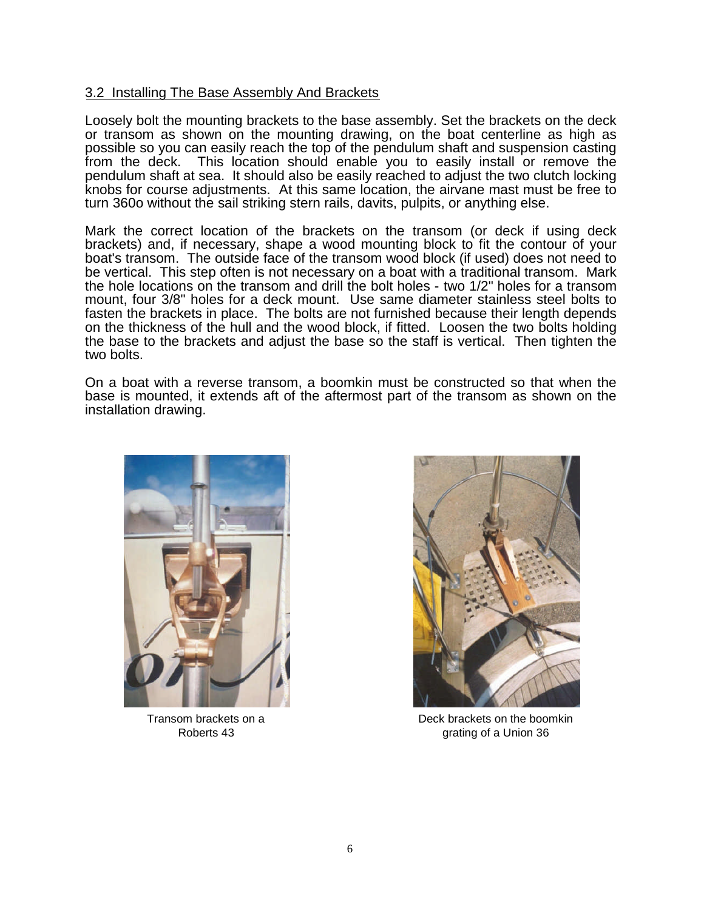## 3.2 Installing The Base Assembly And Brackets

Loosely bolt the mounting brackets to the base assembly. Set the brackets on the deck or transom as shown on the mounting drawing, on the boat centerline as high as possible so you can easily reach the top of the pendulum shaft and suspension casting from the deck. This location should enable you to easily install or remove the pendulum shaft at sea. It should also be easily reached to adjust the two clutch locking knobs for course adjustments. At this same location, the airvane mast must be free to turn 360o without the sail striking stern rails, davits, pulpits, or anything else.

Mark the correct location of the brackets on the transom (or deck if using deck brackets) and, if necessary, shape a wood mounting block to fit the contour of your boat's transom. The outside face of the transom wood block (if used) does not need to be vertical. This step often is not necessary on a boat with a traditional transom. Mark the hole locations on the transom and drill the bolt holes - two 1/2" holes for a transom mount, four 3/8" holes for a deck mount. Use same diameter stainless steel bolts to fasten the brackets in place. The bolts are not furnished because their length depends on the thickness of the hull and the wood block, if fitted. Loosen the two bolts holding the base to the brackets and adjust the base so the staff is vertical. Then tighten the two bolts.

On a boat with a reverse transom, a boomkin must be constructed so that when the base is mounted, it extends aft of the aftermost part of the transom as shown on the installation drawing.

Transom brackets on a Roberts 43

Deck brackets on the boomkin grating of a Union 36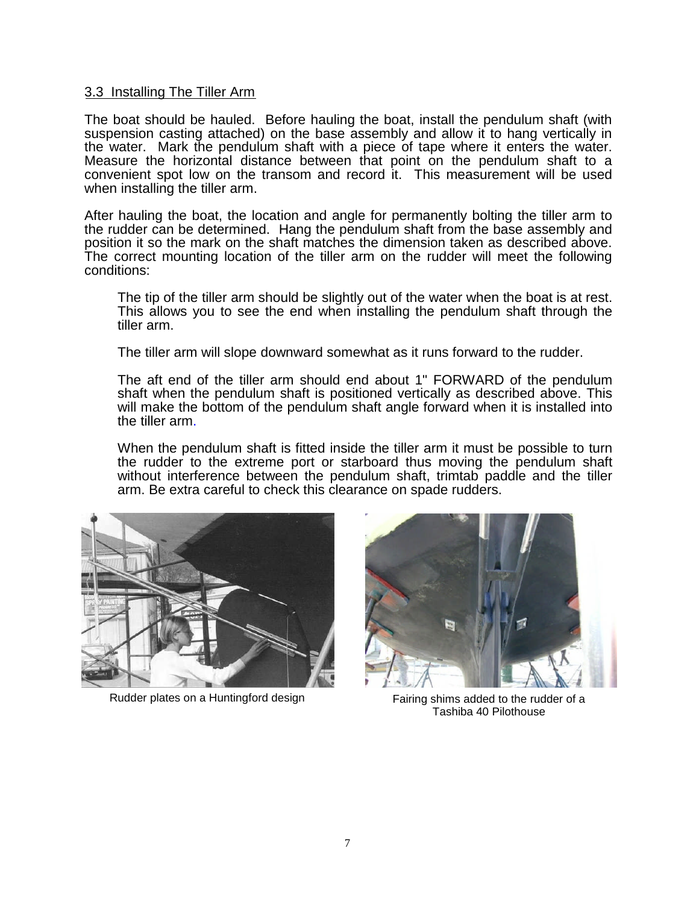### 3.3 Installing The Tiller Arm

The boat should be hauled. Before hauling the boat, install the pendulum shaft (with suspension casting attached) on the base assembly and allow it to hang vertically in the water. Mark the pendulum shaft with a piece of tape where it enters the water. Measure the horizontal distance between that point on the pendulum shaft to a convenient spot low on the transom and record it. This measurement will be used when installing the tiller arm.

After hauling the boat, the location and angle for permanently bolting the tiller arm to the rudder can be determined. Hang the pendulum shaft from the base assembly and position it so the mark on the shaft matches the dimension taken as described above. The correct mounting location of the tiller arm on the rudder will meet the following conditions:

The tip of the tiller arm should be slightly out of the water when the boat is at rest. This allows you to see the end when installing the pendulum shaft through the tiller arm.

The tiller arm will slope downward somewhat as it runs forward to the rudder.

The aft end of the tiller arm should end about 1" FORWARD of the pendulum shaft when the pendulum shaft is positioned vertically as described above. This will make the bottom of the pendulum shaft angle forward when it is installed into the tiller arm.

When the pendulum shaft is fitted inside the tiller arm it must be possible to turn the rudder to the extreme port or starboard thus moving the pendulum shaft without interference between the pendulum shaft, trimtab paddle and the tiller arm. Be extra careful to check this clearance on spade rudders.

Rudder plates on a Huntingford design

Fairing shims added to the rudder of a Tashiba 40 Pilothouse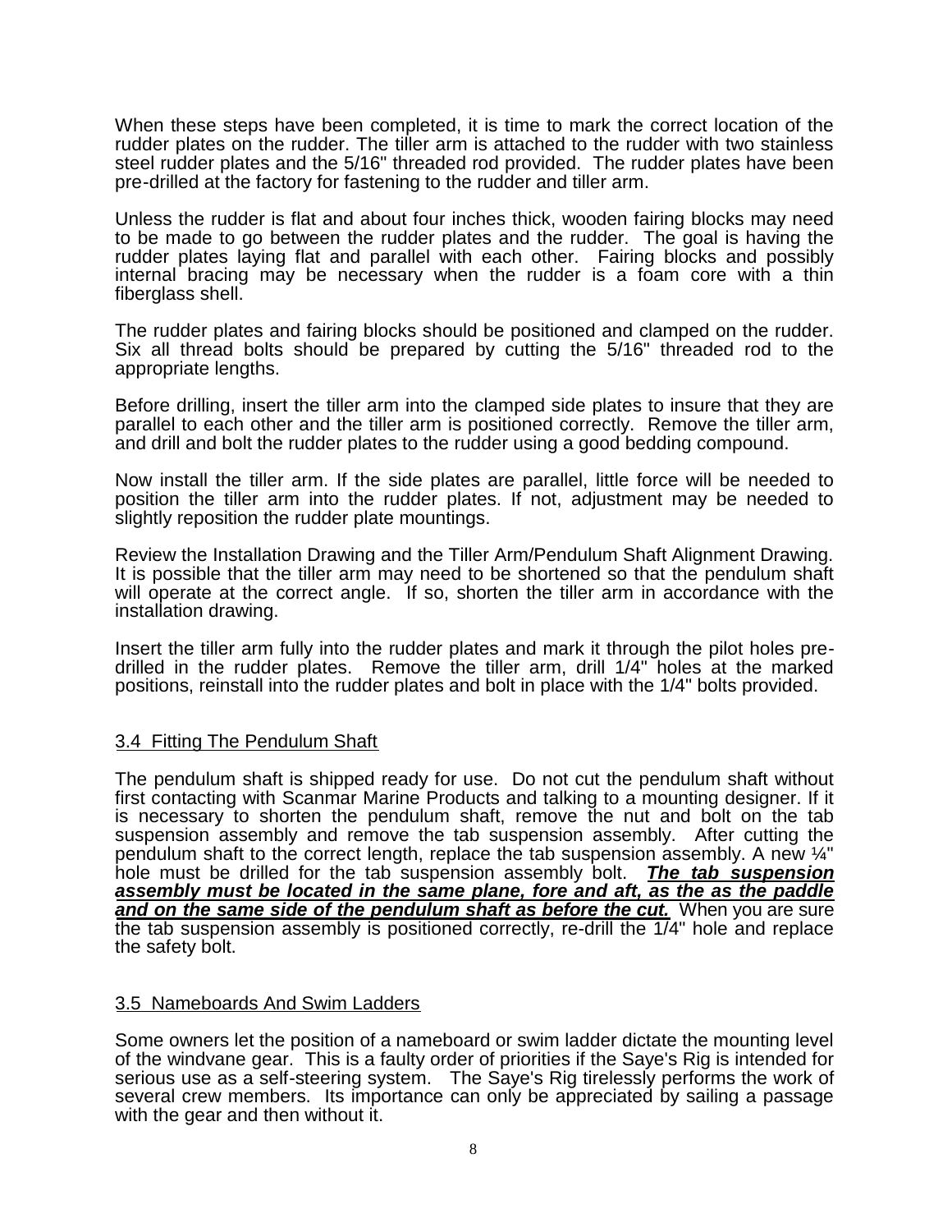When these steps have been completed, it is time to mark the correct location of the rudder plates on the rudder. The tiller arm is attached to the rudder with two stainless steel rudder plates and the 5/16" threaded rod provided. The rudder plates have been pre-drilled at the factory for fastening to the rudder and tiller arm.

Unless the rudder is flat and about four inches thick, wooden fairing blocks may need to be made to go between the rudder plates and the rudder. The goal is having the rudder plates laying flat and parallel with each other. Fairing blocks and possibly internal bracing may be necessary when the rudder is a foam core with a thin fiberglass shell.

The rudder plates and fairing blocks should be positioned and clamped on the rudder. Six all thread bolts should be prepared by cutting the 5/16" threaded rod to the appropriate lengths.

Before drilling, insert the tiller arm into the clamped side plates to insure that they are parallel to each other and the tiller arm is positioned correctly. Remove the tiller arm, and drill and bolt the rudder plates to the rudder using a good bedding compound.

Now install the tiller arm. If the side plates are parallel, little force will be needed to position the tiller arm into the rudder plates. If not, adjustment may be needed to slightly reposition the rudder plate mountings.

Review the Installation Drawing and the Tiller Arm/Pendulum Shaft Alignment Drawing. It is possible that the tiller arm may need to be shortened so that the pendulum shaft will operate at the correct angle. If so, shorten the tiller arm in accordance with the installation drawing.

Insert the tiller arm fully into the rudder plates and mark it through the pilot holes pre-drilled in the rudder plates. Remove the tiller arm, drill 1/4" holes at the marked positions, reinstall into the rudder plates and bolt in place with the 1/4" bolts provided.

## 3.4 Fitting The Pendulum Shaft

The pendulum shaft is shipped ready for use. Do not cut the pendulum shaft without first contacting with Scanmar Marine Products and talking to a mounting designer. If it is necessary to shorten the pendulum shaft, remove the nut and bolt on the tab suspension assembly and remove the tab suspension assembly. After cutting the pendulum shaft to the correct length, replace the tab suspension assembly. A new ¼" hole must be drilled for the tab suspension assembly bolt. ***The tab suspension assembly must be located in the same plane, fore and aft, as the as the paddle and on the same side of the pendulum shaft as before the cut.*** When you are sure the tab suspension assembly is positioned correctly, re-drill the 1/4" hole and replace the safety bolt.

## 3.5 Nameboards And Swim Ladders

Some owners let the position of a nameboard or swim ladder dictate the mounting level of the windvane gear. This is a faulty order of priorities if the Saye's Rig is intended for serious use as a self-steering system. The Saye's Rig tirelessly performs the work of several crew members. Its importance can only be appreciated by sailing a passage with the gear and then without it.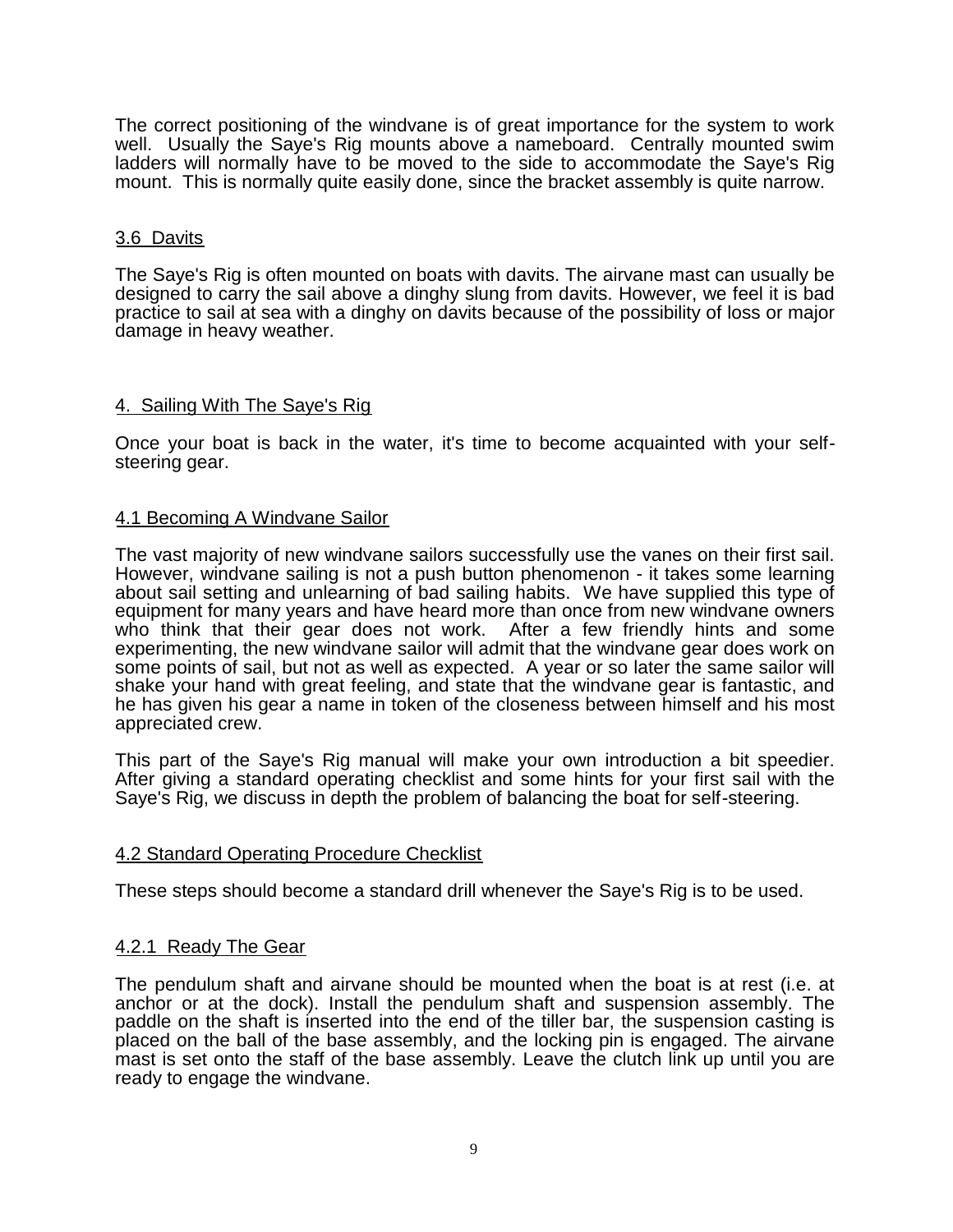The correct positioning of the windvane is of great importance for the system to work well. Usually the Saye's Rig mounts above a nameboard. Centrally mounted swim ladders will normally have to be moved to the side to accommodate the Saye's Rig mount. This is normally quite easily done, since the bracket assembly is quite narrow.

### 3.6 Davits

The Saye's Rig is often mounted on boats with davits. The airvane mast can usually be designed to carry the sail above a dinghy slung from davits. However, we feel it is bad practice to sail at sea with a dinghy on davits because of the possibility of loss or major damage in heavy weather.

## 4. Sailing With The Saye's Rig

Once your boat is back in the water, it's time to become acquainted with your self-steering gear.

### 4.1 Becoming A Windvane Sailor

The vast majority of new windvane sailors successfully use the vanes on their first sail. However, windvane sailing is not a push button phenomenon - it takes some learning about sail setting and unlearning of bad sailing habits. We have supplied this type of equipment for many years and have heard more than once from new windvane owners who think that their gear does not work. After a few friendly hints and some experimenting, the new windvane sailor will admit that the windvane gear does work on some points of sail, but not as well as expected. A year or so later the same sailor will shake your hand with great feeling, and state that the windvane gear is fantastic, and he has given his gear a name in token of the closeness between himself and his most appreciated crew.

This part of the Saye's Rig manual will make your own introduction a bit speedier. After giving a standard operating checklist and some hints for your first sail with the Saye's Rig, we discuss in depth the problem of balancing the boat for self-steering.

### 4.2 Standard Operating Procedure Checklist

These steps should become a standard drill whenever the Saye's Rig is to be used.

#### 4.2.1 Ready The Gear

The pendulum shaft and airvane should be mounted when the boat is at rest (i.e. at anchor or at the dock). Install the pendulum shaft and suspension assembly. The paddle on the shaft is inserted into the end of the tiller bar, the suspension casting is placed on the ball of the base assembly, and the locking pin is engaged. The airvane mast is set onto the staff of the base assembly. Leave the clutch link up until you are ready to engage the windvane.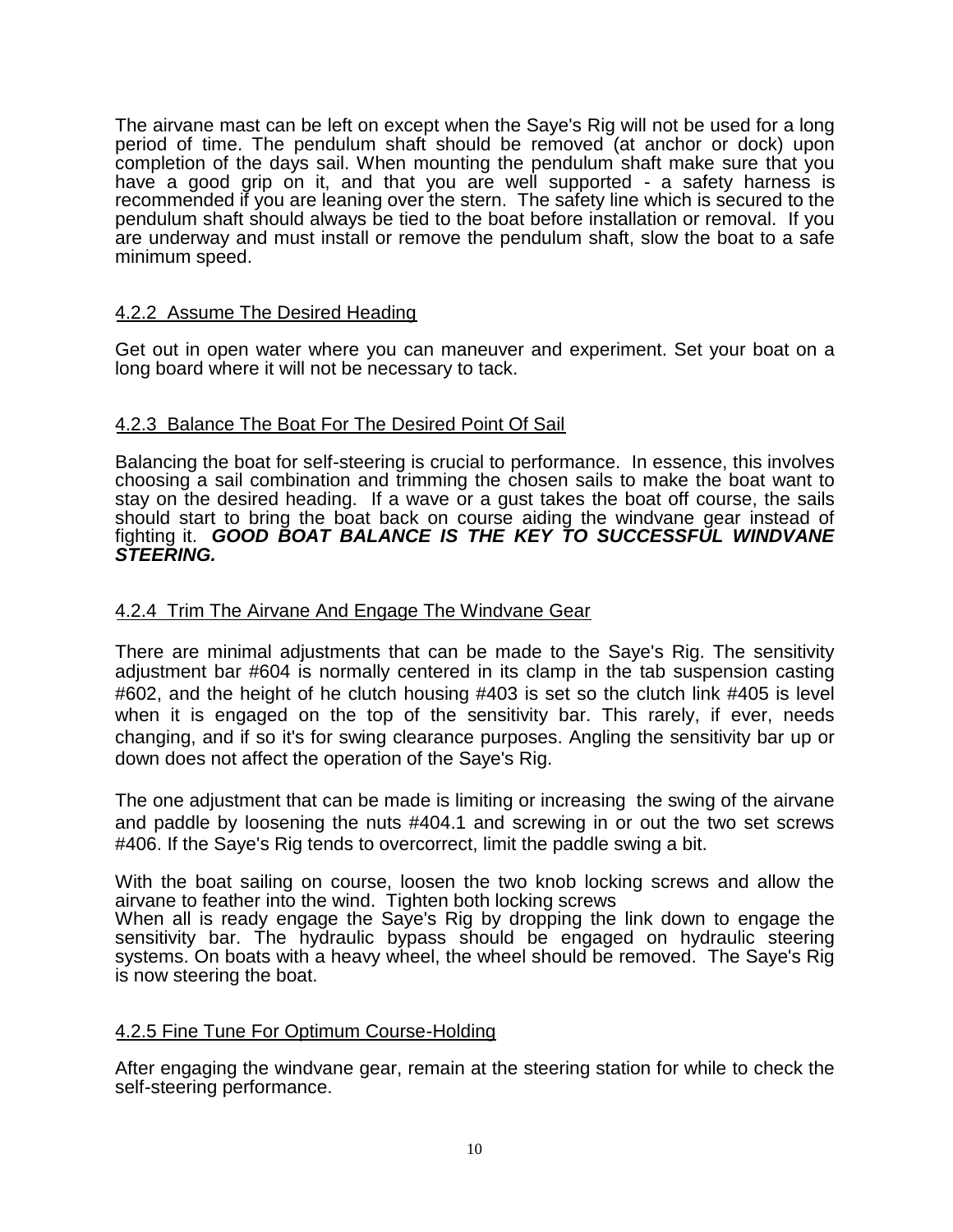The airvane mast can be left on except when the Saye's Rig will not be used for a long period of time. The pendulum shaft should be removed (at anchor or dock) upon completion of the days sail. When mounting the pendulum shaft make sure that you have a good grip on it, and that you are well supported - a safety harness is recommended if you are leaning over the stern. The safety line which is secured to the pendulum shaft should always be tied to the boat before installation or removal. If you are underway and must install or remove the pendulum shaft, slow the boat to a safe minimum speed.

### 4.2.2 Assume The Desired Heading

Get out in open water where you can maneuver and experiment. Set your boat on a long board where it will not be necessary to tack.

### 4.2.3 Balance The Boat For The Desired Point Of Sail

Balancing the boat for self-steering is crucial to performance. In essence, this involves choosing a sail combination and trimming the chosen sails to make the boat want to stay on the desired heading. If a wave or a gust takes the boat off course, the sails should start to bring the boat back on course aiding the windvane gear instead of fighting it. ***GOOD BOAT BALANCE IS THE KEY TO SUCCESSFUL WINDVANE STEERING.***

### 4.2.4 Trim The Airvane And Engage The Windvane Gear

There are minimal adjustments that can be made to the Saye's Rig. The sensitivity adjustment bar #604 is normally centered in its clamp in the tab suspension casting #602, and the height of he clutch housing #403 is set so the clutch link #405 is level when it is engaged on the top of the sensitivity bar. This rarely, if ever, needs changing, and if so it's for swing clearance purposes. Angling the sensitivity bar up or down does not affect the operation of the Saye's Rig.

The one adjustment that can be made is limiting or increasing the swing of the airvane and paddle by loosening the nuts #404.1 and screwing in or out the two set screws #406. If the Saye's Rig tends to overcorrect, limit the paddle swing a bit.

With the boat sailing on course, loosen the two knob locking screws and allow the airvane to feather into the wind. Tighten both locking screws
When all is ready engage the Saye's Rig by dropping the link down to engage the sensitivity bar. The hydraulic bypass should be engaged on hydraulic steering systems. On boats with a heavy wheel, the wheel should be removed. The Saye's Rig is now steering the boat.

### 4.2.5 Fine Tune For Optimum Course-Holding

After engaging the windvane gear, remain at the steering station for while to check the self-steering performance.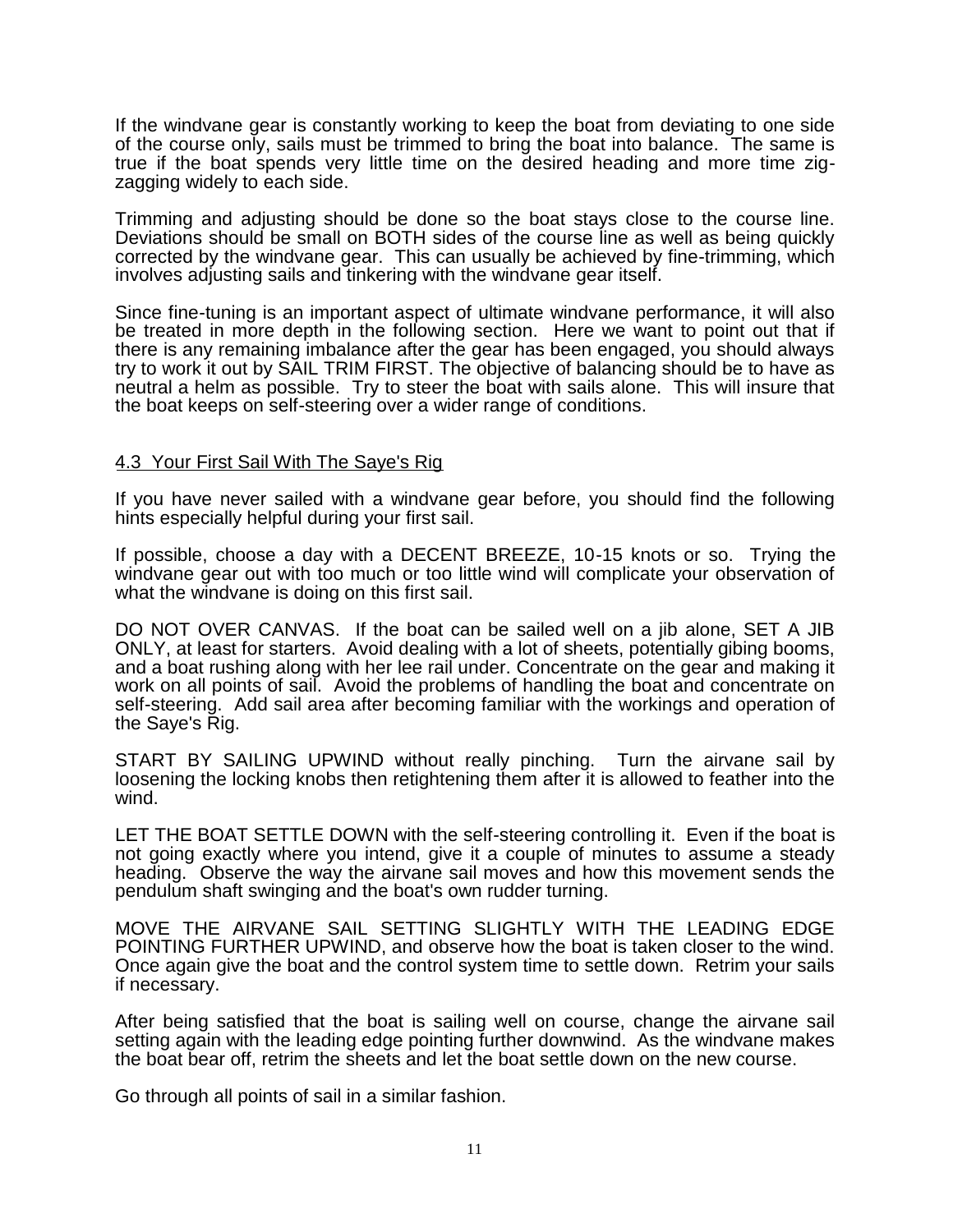If the windvane gear is constantly working to keep the boat from deviating to one side of the course only, sails must be trimmed to bring the boat into balance. The same is true if the boat spends very little time on the desired heading and more time zig-zagging widely to each side.

Trimming and adjusting should be done so the boat stays close to the course line. Deviations should be small on BOTH sides of the course line as well as being quickly corrected by the windvane gear. This can usually be achieved by fine-trimming, which involves adjusting sails and tinkering with the windvane gear itself.

Since fine-tuning is an important aspect of ultimate windvane performance, it will also be treated in more depth in the following section. Here we want to point out that if there is any remaining imbalance after the gear has been engaged, you should always try to work it out by SAIL TRIM FIRST. The objective of balancing should be to have as neutral a helm as possible. Try to steer the boat with sails alone. This will insure that the boat keeps on self-steering over a wider range of conditions.

## 4.3 Your First Sail With The Saye's Rig

If you have never sailed with a windvane gear before, you should find the following hints especially helpful during your first sail.

If possible, choose a day with a DECENT BREEZE, 10-15 knots or so. Trying the windvane gear out with too much or too little wind will complicate your observation of what the windvane is doing on this first sail.

DO NOT OVER CANVAS. If the boat can be sailed well on a jib alone, SET A JIB ONLY, at least for starters. Avoid dealing with a lot of sheets, potentially gibing booms, and a boat rushing along with her lee rail under. Concentrate on the gear and making it work on all points of sail. Avoid the problems of handling the boat and concentrate on self-steering. Add sail area after becoming familiar with the workings and operation of the Saye's Rig.

START BY SAILING UPWIND without really pinching. Turn the airvane sail by loosening the locking knobs then retightening them after it is allowed to feather into the wind.

LET THE BOAT SETTLE DOWN with the self-steering controlling it. Even if the boat is not going exactly where you intend, give it a couple of minutes to assume a steady heading. Observe the way the airvane sail moves and how this movement sends the pendulum shaft swinging and the boat's own rudder turning.

MOVE THE AIRVANE SAIL SETTING SLIGHTLY WITH THE LEADING EDGE POINTING FURTHER UPWIND, and observe how the boat is taken closer to the wind. Once again give the boat and the control system time to settle down. Retrim your sails if necessary.

After being satisfied that the boat is sailing well on course, change the airvane sail setting again with the leading edge pointing further downwind. As the windvane makes the boat bear off, retrim the sheets and let the boat settle down on the new course.

Go through all points of sail in a similar fashion.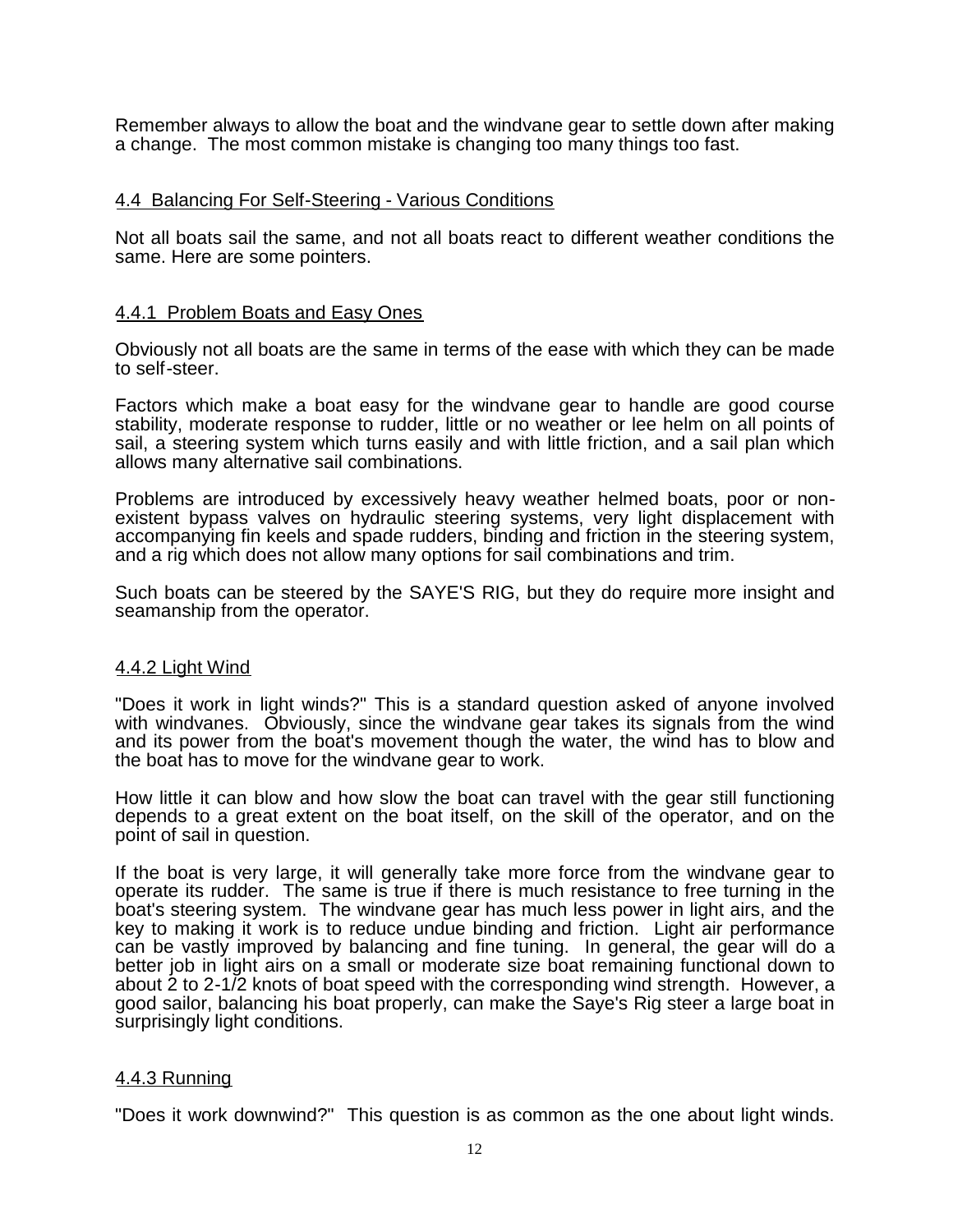Remember always to allow the boat and the windvane gear to settle down after making a change. The most common mistake is changing too many things too fast.

## 4.4 Balancing For Self-Steering - Various Conditions

Not all boats sail the same, and not all boats react to different weather conditions the same. Here are some pointers.

### 4.4.1 Problem Boats and Easy Ones

Obviously not all boats are the same in terms of the ease with which they can be made to self-steer.

Factors which make a boat easy for the windvane gear to handle are good course stability, moderate response to rudder, little or no weather or lee helm on all points of sail, a steering system which turns easily and with little friction, and a sail plan which allows many alternative sail combinations.

Problems are introduced by excessively heavy weather helmed boats, poor or non-existent bypass valves on hydraulic steering systems, very light displacement with accompanying fin keels and spade rudders, binding and friction in the steering system, and a rig which does not allow many options for sail combinations and trim.

Such boats can be steered by the SAYE'S RIG, but they do require more insight and seamanship from the operator.

### 4.4.2 Light Wind

"Does it work in light winds?" This is a standard question asked of anyone involved with windvanes. Obviously, since the windvane gear takes its signals from the wind and its power from the boat's movement though the water, the wind has to blow and the boat has to move for the windvane gear to work.

How little it can blow and how slow the boat can travel with the gear still functioning depends to a great extent on the boat itself, on the skill of the operator, and on the point of sail in question.

If the boat is very large, it will generally take more force from the windvane gear to operate its rudder. The same is true if there is much resistance to free turning in the boat's steering system. The windvane gear has much less power in light airs, and the key to making it work is to reduce undue binding and friction. Light air performance can be vastly improved by balancing and fine tuning. In general, the gear will do a better job in light airs on a small or moderate size boat remaining functional down to about 2 to 2-1/2 knots of boat speed with the corresponding wind strength. However, a good sailor, balancing his boat properly, can make the Saye's Rig steer a large boat in surprisingly light conditions.

### 4.4.3 Running

"Does it work downwind?" This question is as common as the one about light winds.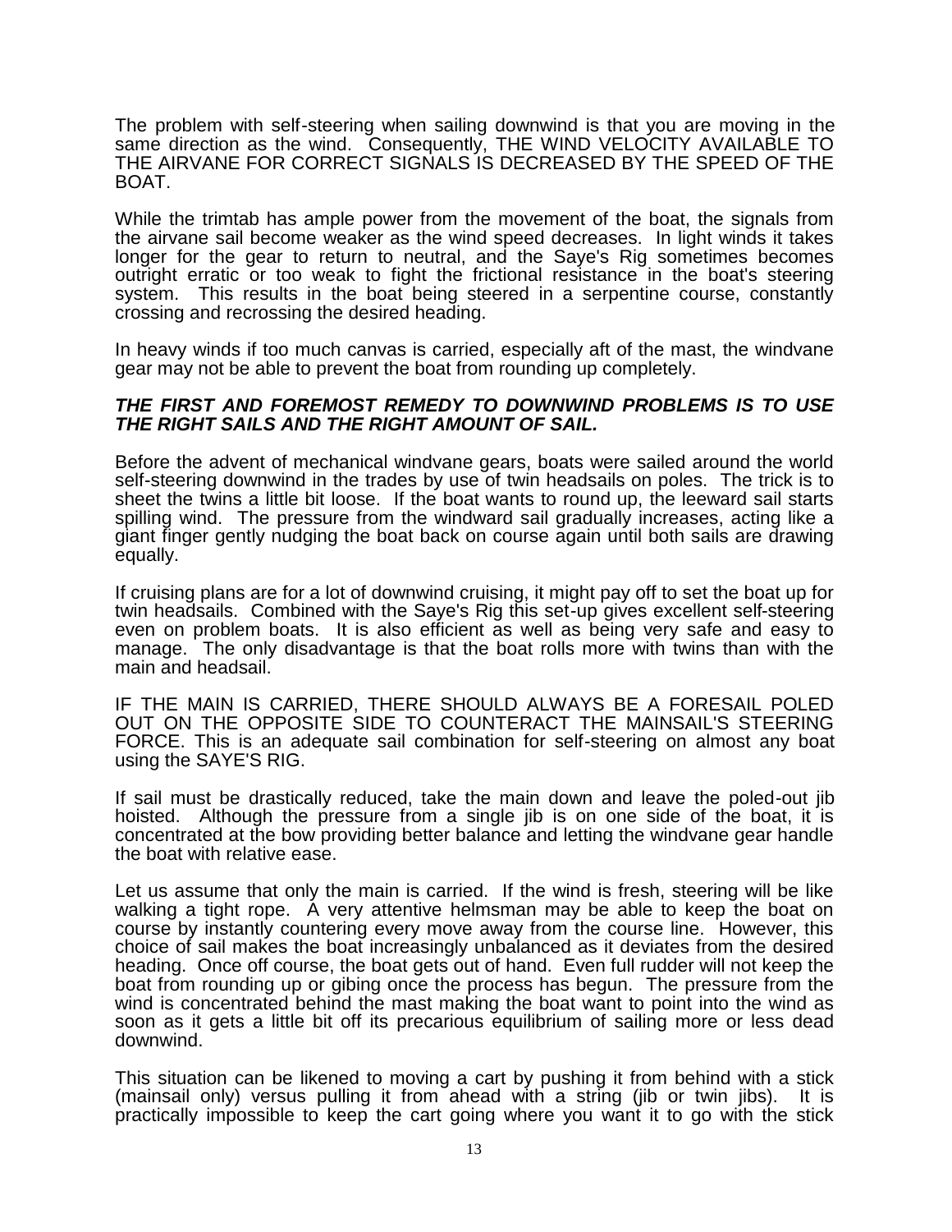The problem with self-steering when sailing downwind is that you are moving in the same direction as the wind. Consequently, THE WIND VELOCITY AVAILABLE TO THE AIRVANE FOR CORRECT SIGNALS IS DECREASED BY THE SPEED OF THE BOAT.

While the trimtab has ample power from the movement of the boat, the signals from the airvane sail become weaker as the wind speed decreases. In light winds it takes longer for the gear to return to neutral, and the Saye's Rig sometimes becomes outright erratic or too weak to fight the frictional resistance in the boat's steering system. This results in the boat being steered in a serpentine course, constantly crossing and recrossing the desired heading.

In heavy winds if too much canvas is carried, especially aft of the mast, the windvane gear may not be able to prevent the boat from rounding up completely.

***THE FIRST AND FOREMOST REMEDY TO DOWNWIND PROBLEMS IS TO USE THE RIGHT SAILS AND THE RIGHT AMOUNT OF SAIL.***

Before the advent of mechanical windvane gears, boats were sailed around the world self-steering downwind in the trades by use of twin headsails on poles. The trick is to sheet the twins a little bit loose. If the boat wants to round up, the leeward sail starts spilling wind. The pressure from the windward sail gradually increases, acting like a giant finger gently nudging the boat back on course again until both sails are drawing equally.

If cruising plans are for a lot of downwind cruising, it might pay off to set the boat up for twin headsails. Combined with the Saye's Rig this set-up gives excellent self-steering even on problem boats. It is also efficient as well as being very safe and easy to manage. The only disadvantage is that the boat rolls more with twins than with the main and headsail.

IF THE MAIN IS CARRIED, THERE SHOULD ALWAYS BE A FORESAIL POLED OUT ON THE OPPOSITE SIDE TO COUNTERACT THE MAINSAIL'S STEERING FORCE. This is an adequate sail combination for self-steering on almost any boat using the SAYE'S RIG.

If sail must be drastically reduced, take the main down and leave the poled-out jib hoisted. Although the pressure from a single jib is on one side of the boat, it is concentrated at the bow providing better balance and letting the windvane gear handle the boat with relative ease.

Let us assume that only the main is carried. If the wind is fresh, steering will be like walking a tight rope. A very attentive helmsman may be able to keep the boat on course by instantly countering every move away from the course line. However, this choice of sail makes the boat increasingly unbalanced as it deviates from the desired heading. Once off course, the boat gets out of hand. Even full rudder will not keep the boat from rounding up or gibing once the process has begun. The pressure from the wind is concentrated behind the mast making the boat want to point into the wind as soon as it gets a little bit off its precarious equilibrium of sailing more or less dead downwind.

This situation can be likened to moving a cart by pushing it from behind with a stick (mainsail only) versus pulling it from ahead with a string (jib or twin jibs). It is practically impossible to keep the cart going where you want it to go with the stick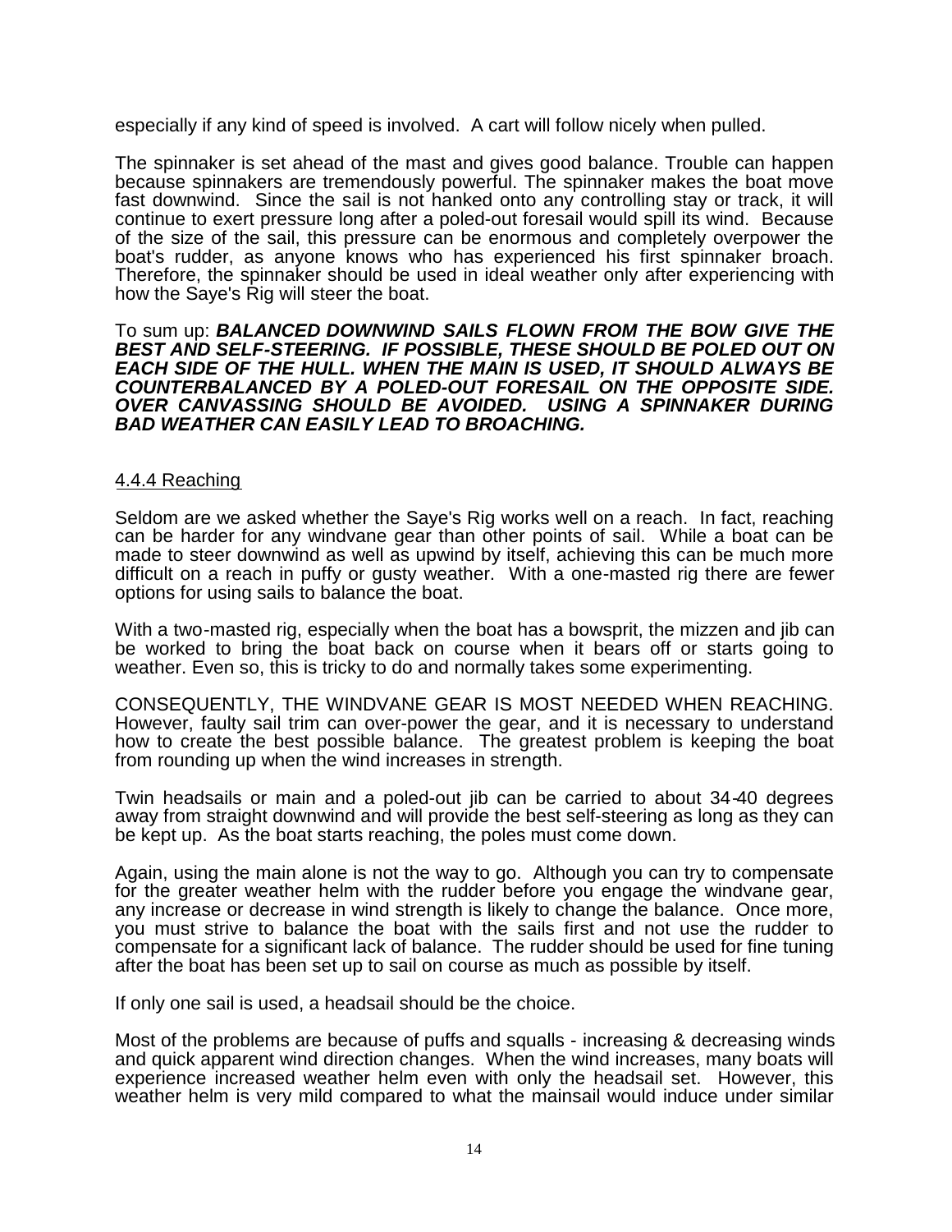especially if any kind of speed is involved. A cart will follow nicely when pulled.

The spinnaker is set ahead of the mast and gives good balance. Trouble can happen because spinnakers are tremendously powerful. The spinnaker makes the boat move fast downwind. Since the sail is not hanked onto any controlling stay or track, it will continue to exert pressure long after a poled-out foresail would spill its wind. Because of the size of the sail, this pressure can be enormous and completely overpower the boat's rudder, as anyone knows who has experienced his first spinnaker broach. Therefore, the spinnaker should be used in ideal weather only after experiencing with how the Saye's Rig will steer the boat.

To sum up: ***BALANCED DOWNWIND SAILS FLOWN FROM THE BOW GIVE THE BEST AND SELF-STEERING. IF POSSIBLE, THESE SHOULD BE POLED OUT ON EACH SIDE OF THE HULL. WHEN THE MAIN IS USED, IT SHOULD ALWAYS BE COUNTERBALANCED BY A POLED-OUT FORESAIL ON THE OPPOSITE SIDE. OVER CANVASSING SHOULD BE AVOIDED. USING A SPINNAKER DURING BAD WEATHER CAN EASILY LEAD TO BROACHING.***

### 4.4.4 Reaching

Seldom are we asked whether the Saye's Rig works well on a reach. In fact, reaching can be harder for any windvane gear than other points of sail. While a boat can be made to steer downwind as well as upwind by itself, achieving this can be much more difficult on a reach in puffy or gusty weather. With a one-masted rig there are fewer options for using sails to balance the boat.

With a two-masted rig, especially when the boat has a bowsprit, the mizzen and jib can be worked to bring the boat back on course when it bears off or starts going to weather. Even so, this is tricky to do and normally takes some experimenting.

CONSEQUENTLY, THE WINDVANE GEAR IS MOST NEEDED WHEN REACHING. However, faulty sail trim can over-power the gear, and it is necessary to understand how to create the best possible balance. The greatest problem is keeping the boat from rounding up when the wind increases in strength.

Twin headsails or main and a poled-out jib can be carried to about 34-40 degrees away from straight downwind and will provide the best self-steering as long as they can be kept up. As the boat starts reaching, the poles must come down.

Again, using the main alone is not the way to go. Although you can try to compensate for the greater weather helm with the rudder before you engage the windvane gear, any increase or decrease in wind strength is likely to change the balance. Once more, you must strive to balance the boat with the sails first and not use the rudder to compensate for a significant lack of balance. The rudder should be used for fine tuning after the boat has been set up to sail on course as much as possible by itself.

If only one sail is used, a headsail should be the choice.

Most of the problems are because of puffs and squalls - increasing & decreasing winds and quick apparent wind direction changes. When the wind increases, many boats will experience increased weather helm even with only the headsail set. However, this weather helm is very mild compared to what the mainsail would induce under similar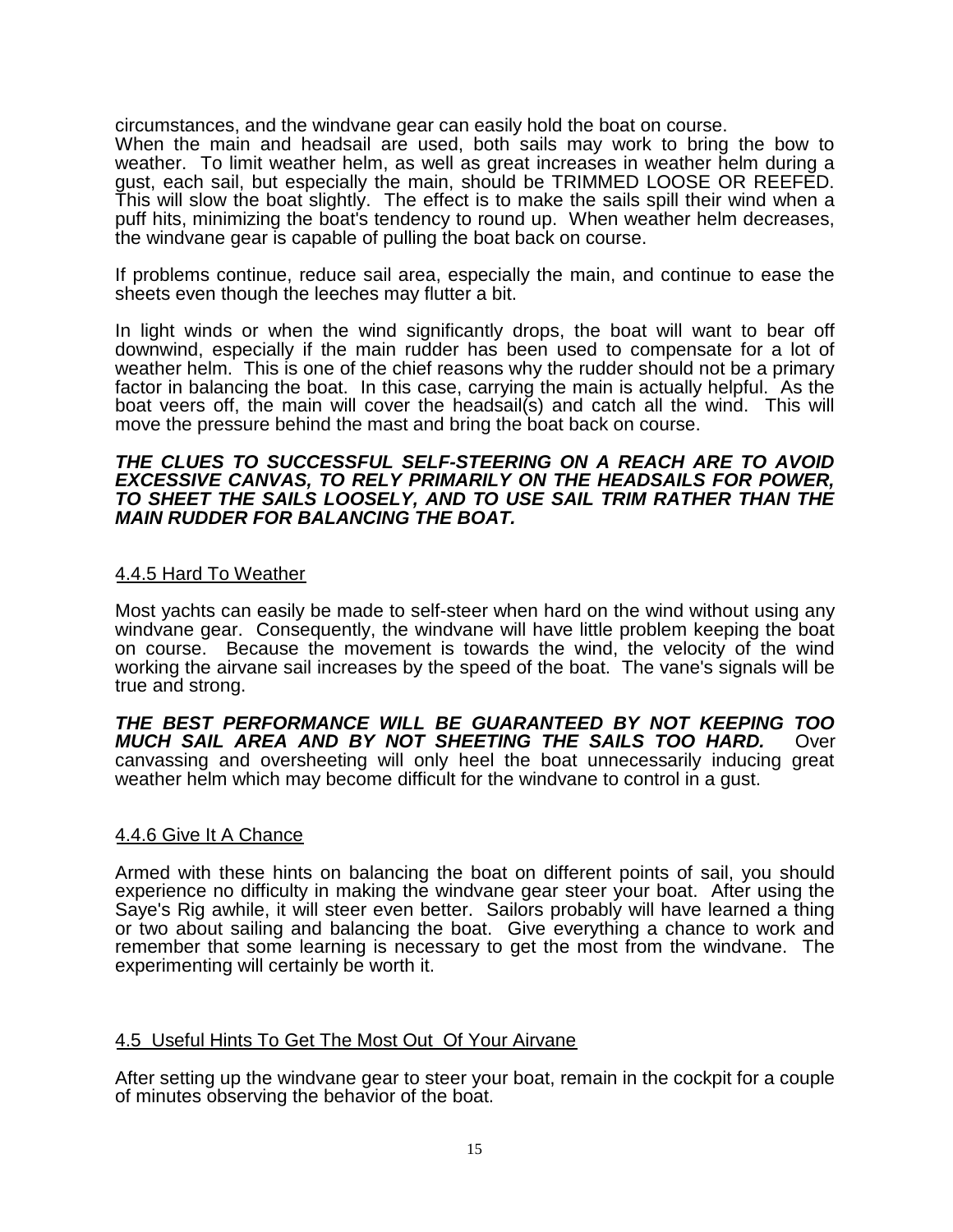circumstances, and the windvane gear can easily hold the boat on course.
When the main and headsail are used, both sails may work to bring the bow to weather. To limit weather helm, as well as great increases in weather helm during a gust, each sail, but especially the main, should be TRIMMED LOOSE OR REEFED. This will slow the boat slightly. The effect is to make the sails spill their wind when a puff hits, minimizing the boat's tendency to round up. When weather helm decreases, the windvane gear is capable of pulling the boat back on course.

If problems continue, reduce sail area, especially the main, and continue to ease the sheets even though the leeches may flutter a bit.

In light winds or when the wind significantly drops, the boat will want to bear off downwind, especially if the main rudder has been used to compensate for a lot of weather helm. This is one of the chief reasons why the rudder should not be a primary factor in balancing the boat. In this case, carrying the main is actually helpful. As the boat veers off, the main will cover the headsail(s) and catch all the wind. This will move the pressure behind the mast and bring the boat back on course.

***THE CLUES TO SUCCESSFUL SELF-STEERING ON A REACH ARE TO AVOID EXCESSIVE CANVAS, TO RELY PRIMARILY ON THE HEADSAILS FOR POWER, TO SHEET THE SAILS LOOSELY, AND TO USE SAIL TRIM RATHER THAN THE MAIN RUDDER FOR BALANCING THE BOAT.***

### 4.4.5 Hard To Weather

Most yachts can easily be made to self-steer when hard on the wind without using any windvane gear. Consequently, the windvane will have little problem keeping the boat on course. Because the movement is towards the wind, the velocity of the wind working the airvane sail increases by the speed of the boat. The vane's signals will be true and strong.

***THE BEST PERFORMANCE WILL BE GUARANTEED BY NOT KEEPING TOO MUCH SAIL AREA AND BY NOT SHEETING THE SAILS TOO HARD.*** Over canvassing and oversheeting will only heel the boat unnecessarily inducing great weather helm which may become difficult for the windvane to control in a gust.

### 4.4.6 Give It A Chance

Armed with these hints on balancing the boat on different points of sail, you should experience no difficulty in making the windvane gear steer your boat. After using the Saye's Rig awhile, it will steer even better. Sailors probably will have learned a thing or two about sailing and balancing the boat. Give everything a chance to work and remember that some learning is necessary to get the most from the windvane. The experimenting will certainly be worth it.

## 4.5 Useful Hints To Get The Most Out Of Your Airvane

After setting up the windvane gear to steer your boat, remain in the cockpit for a couple of minutes observing the behavior of the boat.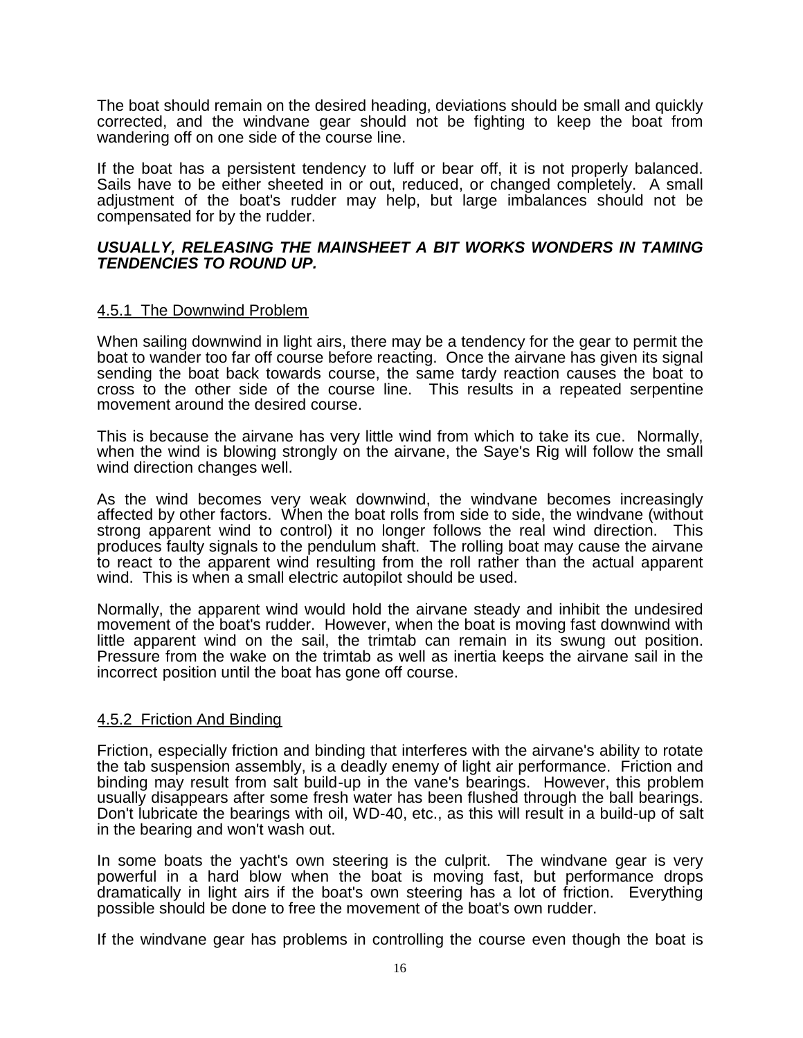The boat should remain on the desired heading, deviations should be small and quickly corrected, and the windvane gear should not be fighting to keep the boat from wandering off on one side of the course line.

If the boat has a persistent tendency to luff or bear off, it is not properly balanced. Sails have to be either sheeted in or out, reduced, or changed completely. A small adjustment of the boat's rudder may help, but large imbalances should not be compensated for by the rudder.

***USUALLY, RELEASING THE MAINSHEET A BIT WORKS WONDERS IN TAMING TENDENCIES TO ROUND UP.***

### 4.5.1 The Downwind Problem

When sailing downwind in light airs, there may be a tendency for the gear to permit the boat to wander too far off course before reacting. Once the airvane has given its signal sending the boat back towards course, the same tardy reaction causes the boat to cross to the other side of the course line. This results in a repeated serpentine movement around the desired course.

This is because the airvane has very little wind from which to take its cue. Normally, when the wind is blowing strongly on the airvane, the Saye's Rig will follow the small wind direction changes well.

As the wind becomes very weak downwind, the windvane becomes increasingly affected by other factors. When the boat rolls from side to side, the windvane (without strong apparent wind to control) it no longer follows the real wind direction. This produces faulty signals to the pendulum shaft. The rolling boat may cause the airvane to react to the apparent wind resulting from the roll rather than the actual apparent wind. This is when a small electric autopilot should be used.

Normally, the apparent wind would hold the airvane steady and inhibit the undesired movement of the boat's rudder. However, when the boat is moving fast downwind with little apparent wind on the sail, the trimtab can remain in its swung out position. Pressure from the wake on the trimtab as well as inertia keeps the airvane sail in the incorrect position until the boat has gone off course.

### 4.5.2 Friction And Binding

Friction, especially friction and binding that interferes with the airvane's ability to rotate the tab suspension assembly, is a deadly enemy of light air performance. Friction and binding may result from salt build-up in the vane's bearings. However, this problem usually disappears after some fresh water has been flushed through the ball bearings. Don't lubricate the bearings with oil, WD-40, etc., as this will result in a build-up of salt in the bearing and won't wash out.

In some boats the yacht's own steering is the culprit. The windvane gear is very powerful in a hard blow when the boat is moving fast, but performance drops dramatically in light airs if the boat's own steering has a lot of friction. Everything possible should be done to free the movement of the boat's own rudder.

If the windvane gear has problems in controlling the course even though the boat is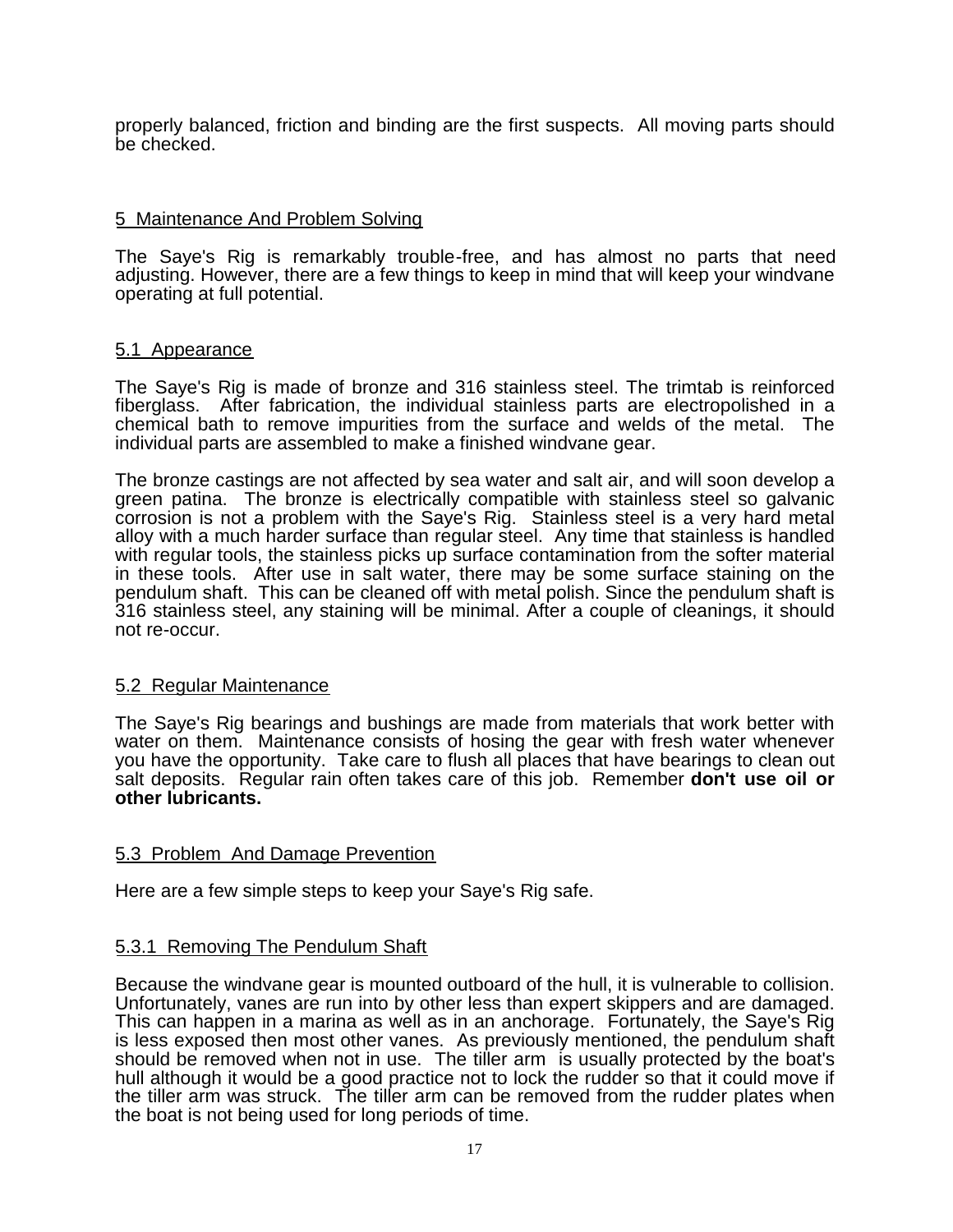properly balanced, friction and binding are the first suspects. All moving parts should be checked.

## 5 Maintenance And Problem Solving

The Saye's Rig is remarkably trouble-free, and has almost no parts that need adjusting. However, there are a few things to keep in mind that will keep your windvane operating at full potential.

### 5.1 Appearance

The Saye's Rig is made of bronze and 316 stainless steel. The trimtab is reinforced fiberglass. After fabrication, the individual stainless parts are electropolished in a chemical bath to remove impurities from the surface and welds of the metal. The individual parts are assembled to make a finished windvane gear.

The bronze castings are not affected by sea water and salt air, and will soon develop a green patina. The bronze is electrically compatible with stainless steel so galvanic corrosion is not a problem with the Saye's Rig. Stainless steel is a very hard metal alloy with a much harder surface than regular steel. Any time that stainless is handled with regular tools, the stainless picks up surface contamination from the softer material in these tools. After use in salt water, there may be some surface staining on the pendulum shaft. This can be cleaned off with metal polish. Since the pendulum shaft is 316 stainless steel, any staining will be minimal. After a couple of cleanings, it should not re-occur.

### 5.2 Regular Maintenance

The Saye's Rig bearings and bushings are made from materials that work better with water on them. Maintenance consists of hosing the gear with fresh water whenever you have the opportunity. Take care to flush all places that have bearings to clean out salt deposits. Regular rain often takes care of this job. Remember **don't use oil or other lubricants.**

### 5.3 Problem And Damage Prevention

Here are a few simple steps to keep your Saye's Rig safe.

#### 5.3.1 Removing The Pendulum Shaft

Because the windvane gear is mounted outboard of the hull, it is vulnerable to collision. Unfortunately, vanes are run into by other less than expert skippers and are damaged. This can happen in a marina as well as in an anchorage. Fortunately, the Saye's Rig is less exposed then most other vanes. As previously mentioned, the pendulum shaft should be removed when not in use. The tiller arm is usually protected by the boat's hull although it would be a good practice not to lock the rudder so that it could move if the tiller arm was struck. The tiller arm can be removed from the rudder plates when the boat is not being used for long periods of time.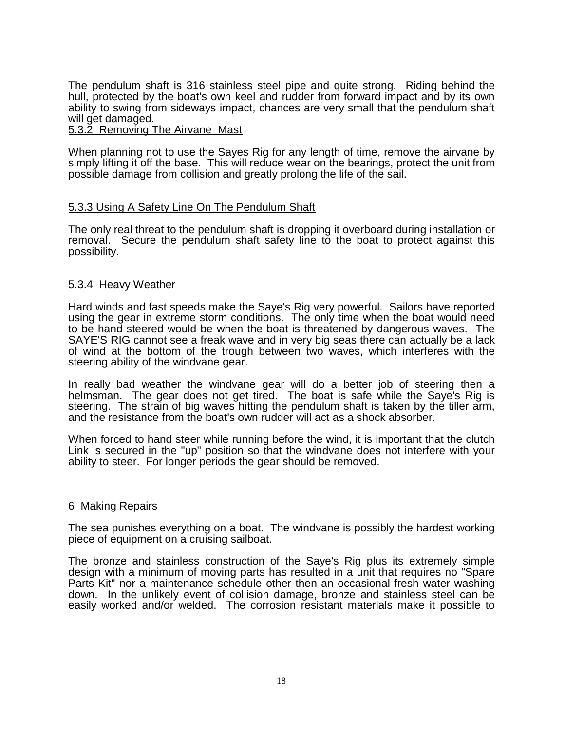The pendulum shaft is 316 stainless steel pipe and quite strong. Riding behind the hull, protected by the boat's own keel and rudder from forward impact and by its own ability to swing from sideways impact, chances are very small that the pendulum shaft will get damaged.

### 5.3.2 Removing The Airvane Mast

When planning not to use the Sayes Rig for any length of time, remove the airvane by simply lifting it off the base. This will reduce wear on the bearings, protect the unit from possible damage from collision and greatly prolong the life of the sail.

### 5.3.3 Using A Safety Line On The Pendulum Shaft

The only real threat to the pendulum shaft is dropping it overboard during installation or removal. Secure the pendulum shaft safety line to the boat to protect against this possibility.

### 5.3.4 Heavy Weather

Hard winds and fast speeds make the Saye's Rig very powerful. Sailors have reported using the gear in extreme storm conditions. The only time when the boat would need to be hand steered would be when the boat is threatened by dangerous waves. The SAYE'S RIG cannot see a freak wave and in very big seas there can actually be a lack of wind at the bottom of the trough between two waves, which interferes with the steering ability of the windvane gear.

In really bad weather the windvane gear will do a better job of steering then a helmsman. The gear does not get tired. The boat is safe while the Saye's Rig is steering. The strain of big waves hitting the pendulum shaft is taken by the tiller arm, and the resistance from the boat's own rudder will act as a shock absorber.

When forced to hand steer while running before the wind, it is important that the clutch Link is secured in the "up" position so that the windvane does not interfere with your ability to steer. For longer periods the gear should be removed.

## 6 Making Repairs

The sea punishes everything on a boat. The windvane is possibly the hardest working piece of equipment on a cruising sailboat.

The bronze and stainless construction of the Saye's Rig plus its extremely simple design with a minimum of moving parts has resulted in a unit that requires no "Spare Parts Kit" nor a maintenance schedule other then an occasional fresh water washing down. In the unlikely event of collision damage, bronze and stainless steel can be easily worked and/or welded. The corrosion resistant materials make it possible to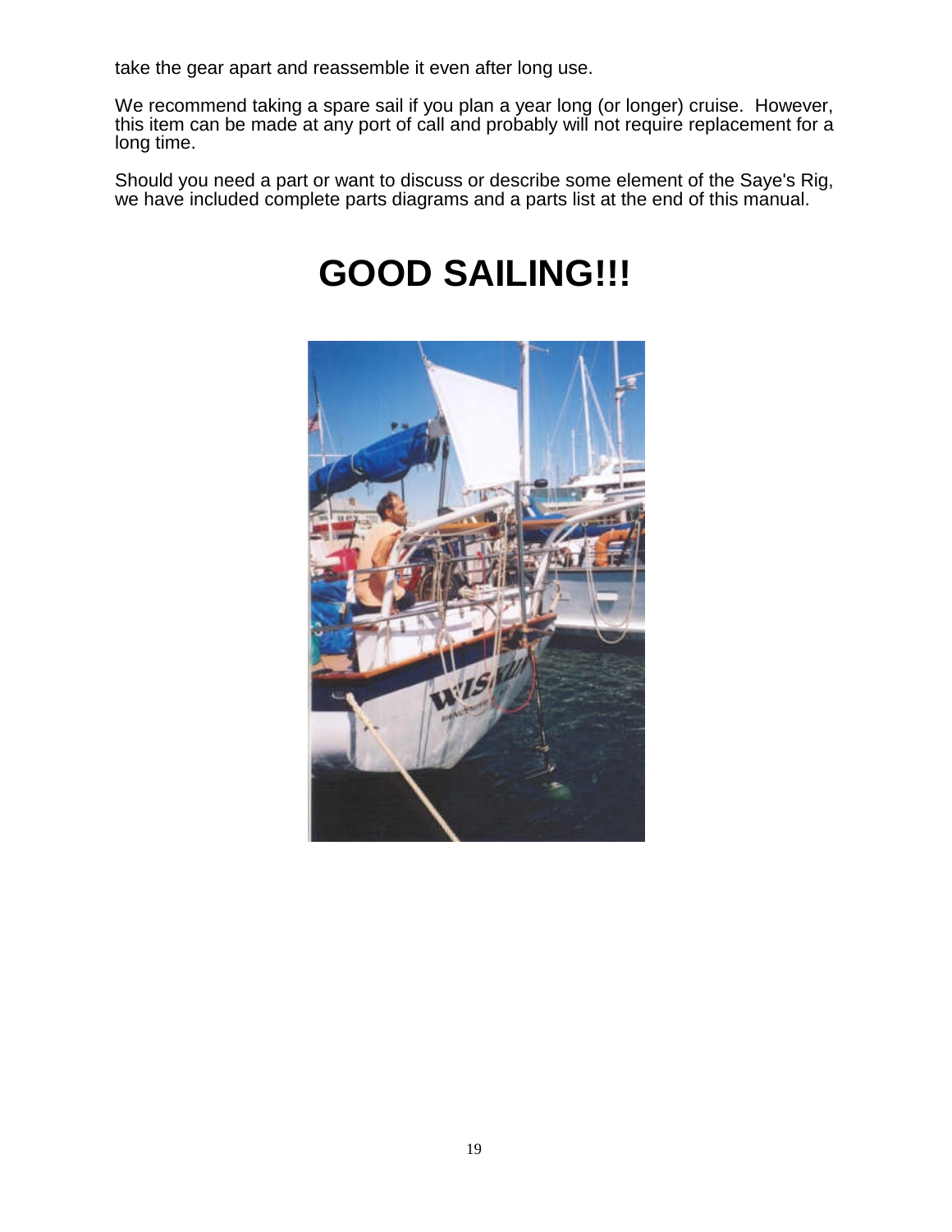take the gear apart and reassemble it even after long use.

We recommend taking a spare sail if you plan a year long (or longer) cruise. However, this item can be made at any port of call and probably will not require replacement for a long time.

Should you need a part or want to discuss or describe some element of the Saye's Rig, we have included complete parts diagrams and a parts list at the end of this manual.

# GOOD SAILING!!!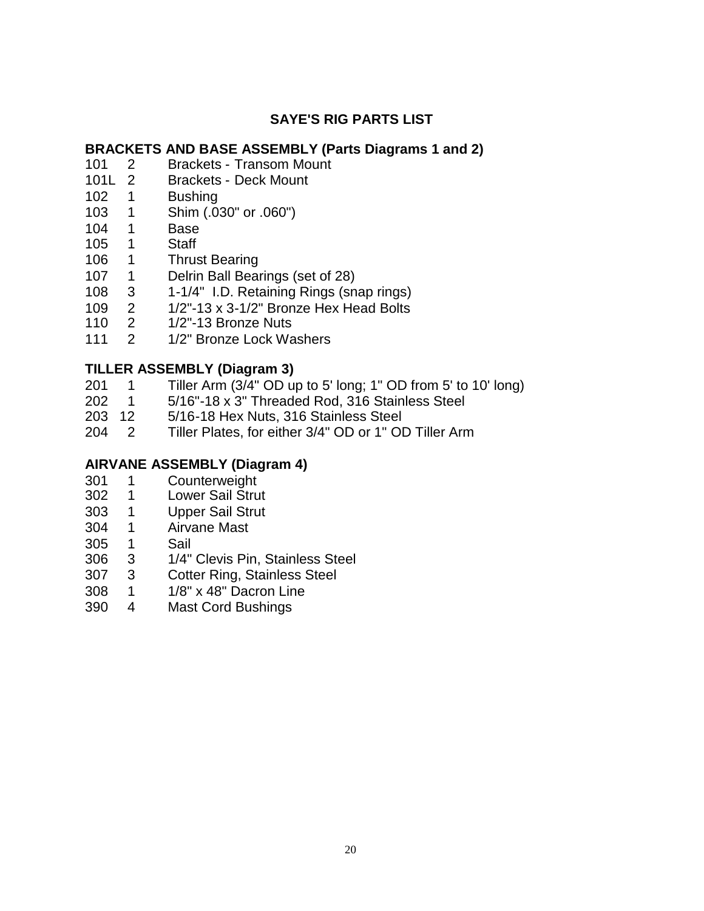# SAYE'S RIG PARTS LIST

## BRACKETS AND BASE ASSEMBLY (Parts Diagrams 1 and 2)

| Part | Qty | Description |
|---|---|---|
| 101 | 2 | Brackets - Transom Mount |
| 101L | 2 | Brackets - Deck Mount |
| 102 | 1 | Bushing |
| 103 | 1 | Shim (.030" or .060") |
| 104 | 1 | Base |
| 105 | 1 | Staff |
| 106 | 1 | Thrust Bearing |
| 107 | 1 | Delrin Ball Bearings (set of 28) |
| 108 | 3 | 1-1/4" I.D. Retaining Rings (snap rings) |
| 109 | 2 | 1/2"-13 x 3-1/2" Bronze Hex Head Bolts |
| 110 | 2 | 1/2"-13 Bronze Nuts |
| 111 | 2 | 1/2" Bronze Lock Washers |

## TILLER ASSEMBLY (Diagram 3)

| Part | Qty | Description |
|---|---|---|
| 201 | 1 | Tiller Arm (3/4" OD up to 5' long; 1" OD from 5' to 10' long) |
| 202 | 1 | 5/16"-18 x 3" Threaded Rod, 316 Stainless Steel |
| 203 | 12 | 5/16-18 Hex Nuts, 316 Stainless Steel |
| 204 | 2 | Tiller Plates, for either 3/4" OD or 1" OD Tiller Arm |

## AIRVANE ASSEMBLY (Diagram 4)

| Part | Qty | Description |
|---|---|---|
| 301 | 1 | Counterweight |
| 302 | 1 | Lower Sail Strut |
| 303 | 1 | Upper Sail Strut |
| 304 | 1 | Airvane Mast |
| 305 | 1 | Sail |
| 306 | 3 | 1/4" Clevis Pin, Stainless Steel |
| 307 | 3 | Cotter Ring, Stainless Steel |
| 308 | 1 | 1/8" x 48" Dacron Line |
| 390 | 4 | Mast Cord Bushings |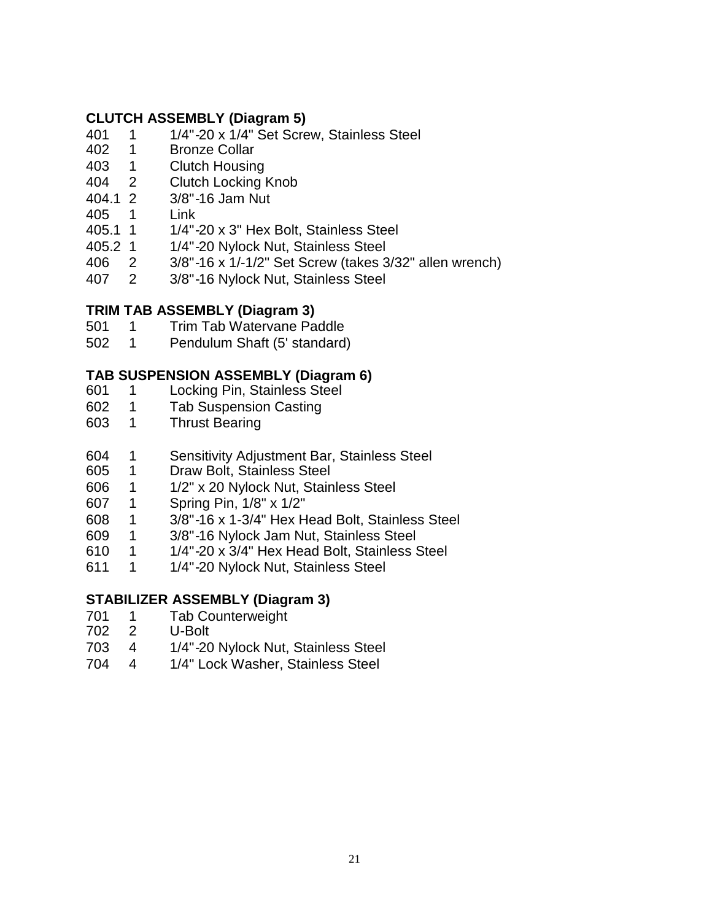### CLUTCH ASSEMBLY (Diagram 5)

| | | |
|---|---|---|
| 401 | 1 | 1/4"-20 x 1/4" Set Screw, Stainless Steel |
| 402 | 1 | Bronze Collar |
| 403 | 1 | Clutch Housing |
| 404 | 2 | Clutch Locking Knob |
| 404.1 | 2 | 3/8"-16 Jam Nut |
| 405 | 1 | Link |
| 405.1 | 1 | 1/4"-20 x 3" Hex Bolt, Stainless Steel |
| 405.2 | 1 | 1/4"-20 Nylock Nut, Stainless Steel |
| 406 | 2 | 3/8"-16 x 1/-1/2" Set Screw (takes 3/32" allen wrench) |
| 407 | 2 | 3/8"-16 Nylock Nut, Stainless Steel |

### TRIM TAB ASSEMBLY (Diagram 3)

| | | |
|---|---|---|
| 501 | 1 | Trim Tab Watervane Paddle |
| 502 | 1 | Pendulum Shaft (5' standard) |

### TAB SUSPENSION ASSEMBLY (Diagram 6)

| | | |
|---|---|---|
| 601 | 1 | Locking Pin, Stainless Steel |
| 602 | 1 | Tab Suspension Casting |
| 603 | 1 | Thrust Bearing |
| 604 | 1 | Sensitivity Adjustment Bar, Stainless Steel |
| 605 | 1 | Draw Bolt, Stainless Steel |
| 606 | 1 | 1/2" x 20 Nylock Nut, Stainless Steel |
| 607 | 1 | Spring Pin, 1/8" x 1/2" |
| 608 | 1 | 3/8"-16 x 1-3/4" Hex Head Bolt, Stainless Steel |
| 609 | 1 | 3/8"-16 Nylock Jam Nut, Stainless Steel |
| 610 | 1 | 1/4"-20 x 3/4" Hex Head Bolt, Stainless Steel |
| 611 | 1 | 1/4"-20 Nylock Nut, Stainless Steel |

### STABILIZER ASSEMBLY (Diagram 3)

| | | |
|---|---|---|
| 701 | 1 | Tab Counterweight |
| 702 | 2 | U-Bolt |
| 703 | 4 | 1/4"-20 Nylock Nut, Stainless Steel |
| 704 | 4 | 1/4" Lock Washer, Stainless Steel |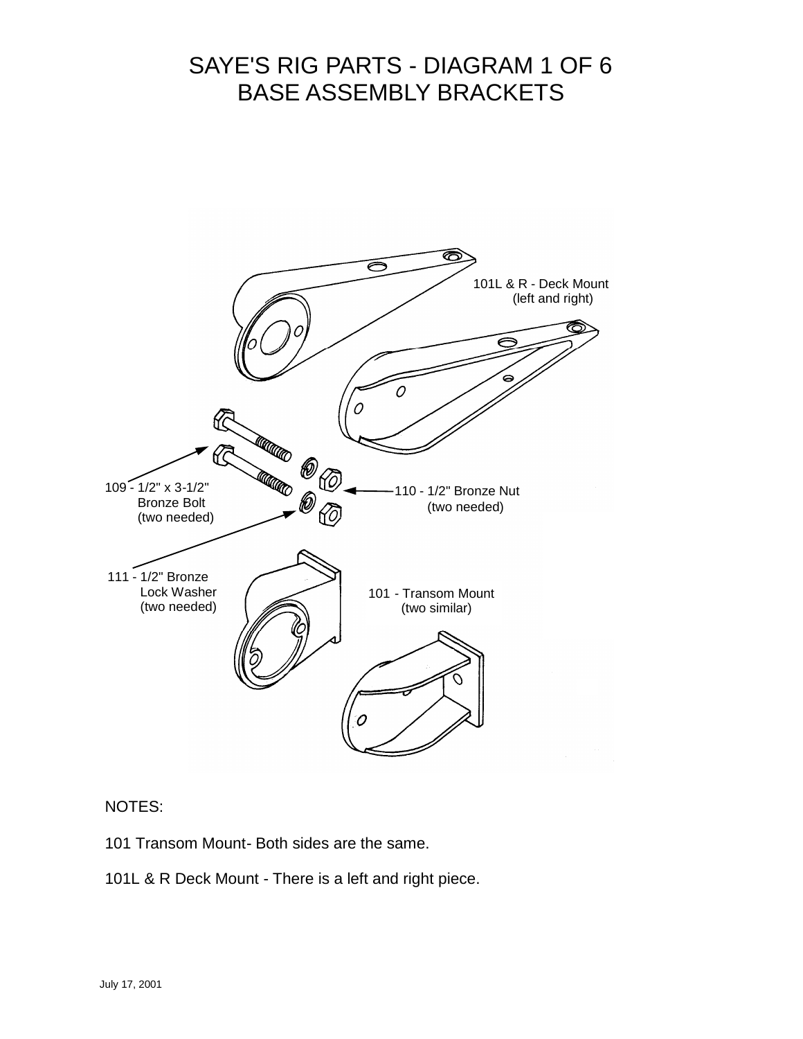# SAYE'S RIG PARTS - DIAGRAM 1 OF 6
# BASE ASSEMBLY BRACKETS

101L & R - Deck Mount (left and right)

109 - 1/2" x 3-1/2" Bronze Bolt (two needed)

110 - 1/2" Bronze Nut (two needed)

111 - 1/2" Bronze Lock Washer (two needed)

101 - Transom Mount (two similar)

NOTES:

101 Transom Mount- Both sides are the same.

101L & R Deck Mount - There is a left and right piece.

July 17, 2001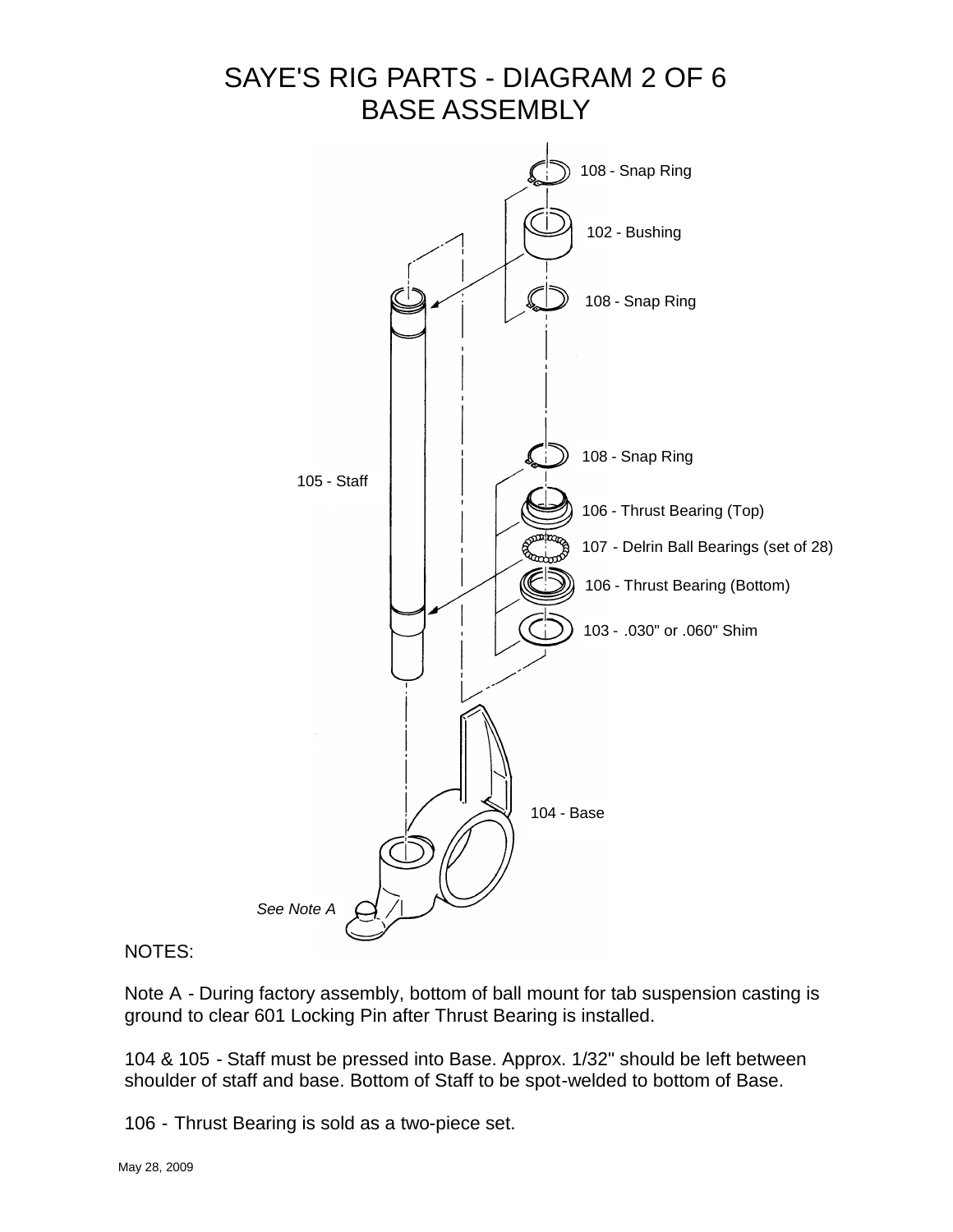# SAYE'S RIG PARTS - DIAGRAM 2 OF 6
# BASE ASSEMBLY

108 - Snap Ring

102 - Bushing

108 - Snap Ring

108 - Snap Ring

105 - Staff

106 - Thrust Bearing (Top)

107 - Delrin Ball Bearings (set of 28)

106 - Thrust Bearing (Bottom)

103 - .030" or .060" Shim

104 - Base

*See Note A*

NOTES:

Note A - During factory assembly, bottom of ball mount for tab suspension casting is ground to clear 601 Locking Pin after Thrust Bearing is installed.

104 & 105 - Staff must be pressed into Base. Approx. 1/32" should be left between shoulder of staff and base. Bottom of Staff to be spot-welded to bottom of Base.

106 - Thrust Bearing is sold as a two-piece set.

May 28, 2009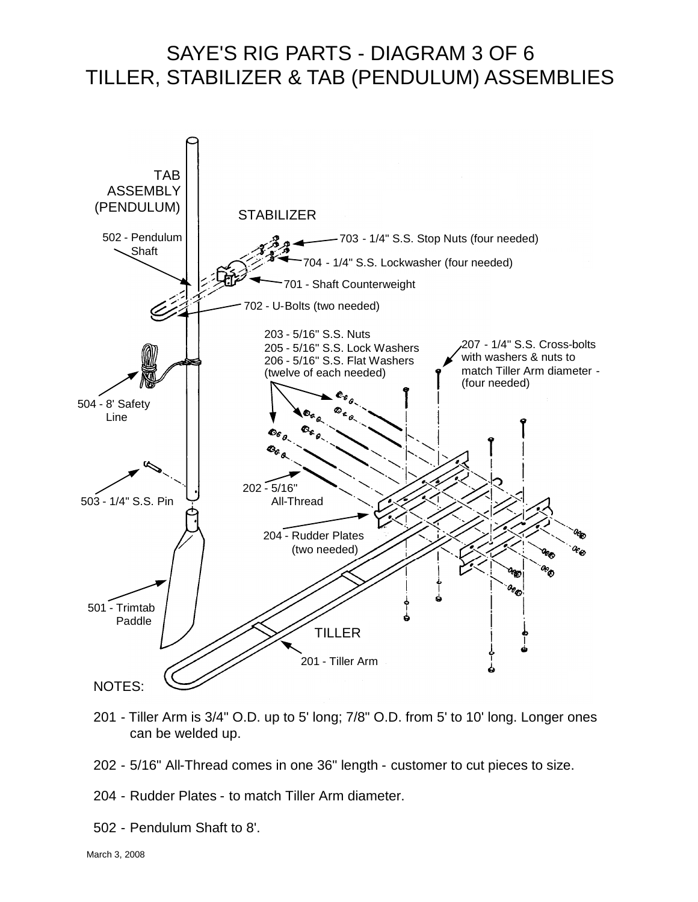# SAYE'S RIG PARTS - DIAGRAM 3 OF 6
# TILLER, STABILIZER & TAB (PENDULUM) ASSEMBLIES

TAB ASSEMBLY (PENDULUM)

STABILIZER

502 - Pendulum Shaft

703 - 1/4" S.S. Stop Nuts (four needed)

704 - 1/4" S.S. Lockwasher (four needed)

701 - Shaft Counterweight

702 - U-Bolts (two needed)

203 - 5/16" S.S. Nuts
205 - 5/16" S.S. Lock Washers
206 - 5/16" S.S. Flat Washers
(twelve of each needed)

207 - 1/4" S.S. Cross-bolts with washers & nuts to match Tiller Arm diameter - (four needed)

504 - 8' Safety Line

503 - 1/4" S.S. Pin

202 - 5/16" All-Thread

204 - Rudder Plates (two needed)

501 - Trimtab Paddle

TILLER

201 - Tiller Arm

NOTES:

201 - Tiller Arm is 3/4" O.D. up to 5' long; 7/8" O.D. from 5' to 10' long. Longer ones can be welded up.

202 - 5/16" All-Thread comes in one 36" length - customer to cut pieces to size.

204 - Rudder Plates - to match Tiller Arm diameter.

502 - Pendulum Shaft to 8'.

March 3, 2008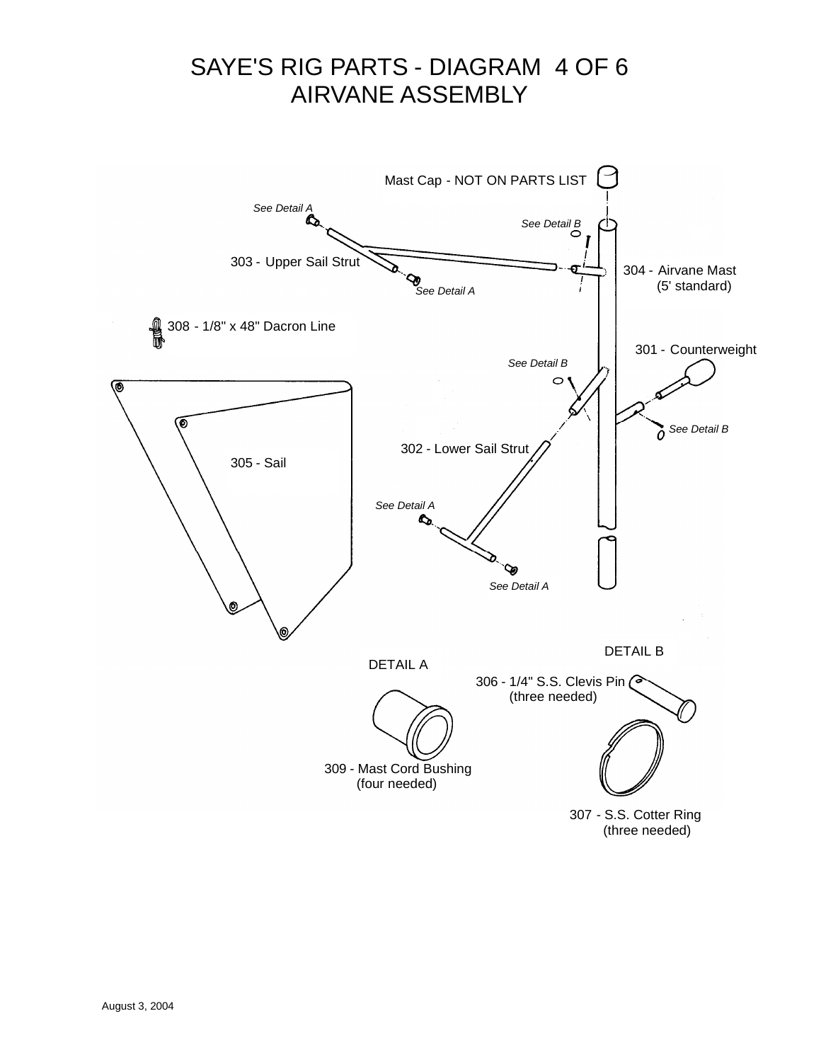# SAYE'S RIG PARTS - DIAGRAM 4 OF 6
# AIRVANE ASSEMBLY

Mast Cap - NOT ON PARTS LIST

*See Detail A*

*See Detail B*

303 - Upper Sail Strut

304 - Airvane Mast (5' standard)

*See Detail A*

308 - 1/8" x 48" Dacron Line

301 - Counterweight

*See Detail B*

*See Detail B*

302 - Lower Sail Strut

305 - Sail

*See Detail A*

*See Detail A*

DETAIL A

309 - Mast Cord Bushing (four needed)

DETAIL B

306 - 1/4" S.S. Clevis Pin (three needed)

307 - S.S. Cotter Ring (three needed)

August 3, 2004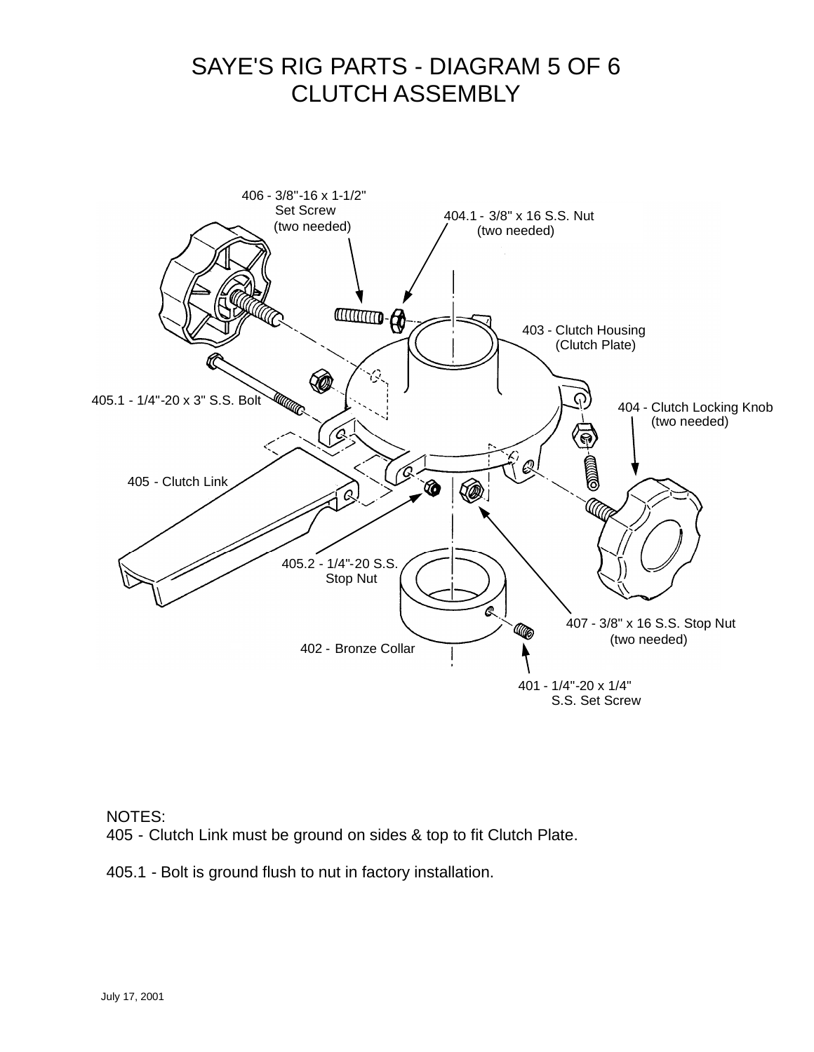# SAYE'S RIG PARTS - DIAGRAM 5 OF 6
# CLUTCH ASSEMBLY

406 - 3/8"-16 x 1-1/2" Set Screw (two needed)

404.1 - 3/8" x 16 S.S. Nut (two needed)

403 - Clutch Housing (Clutch Plate)

405.1 - 1/4"-20 x 3" S.S. Bolt

404 - Clutch Locking Knob (two needed)

405 - Clutch Link

405.2 - 1/4"-20 S.S. Stop Nut

407 - 3/8" x 16 S.S. Stop Nut (two needed)

402 - Bronze Collar

401 - 1/4"-20 x 1/4" S.S. Set Screw

NOTES:

405 - Clutch Link must be ground on sides & top to fit Clutch Plate.

405.1 - Bolt is ground flush to nut in factory installation.

July 17, 2001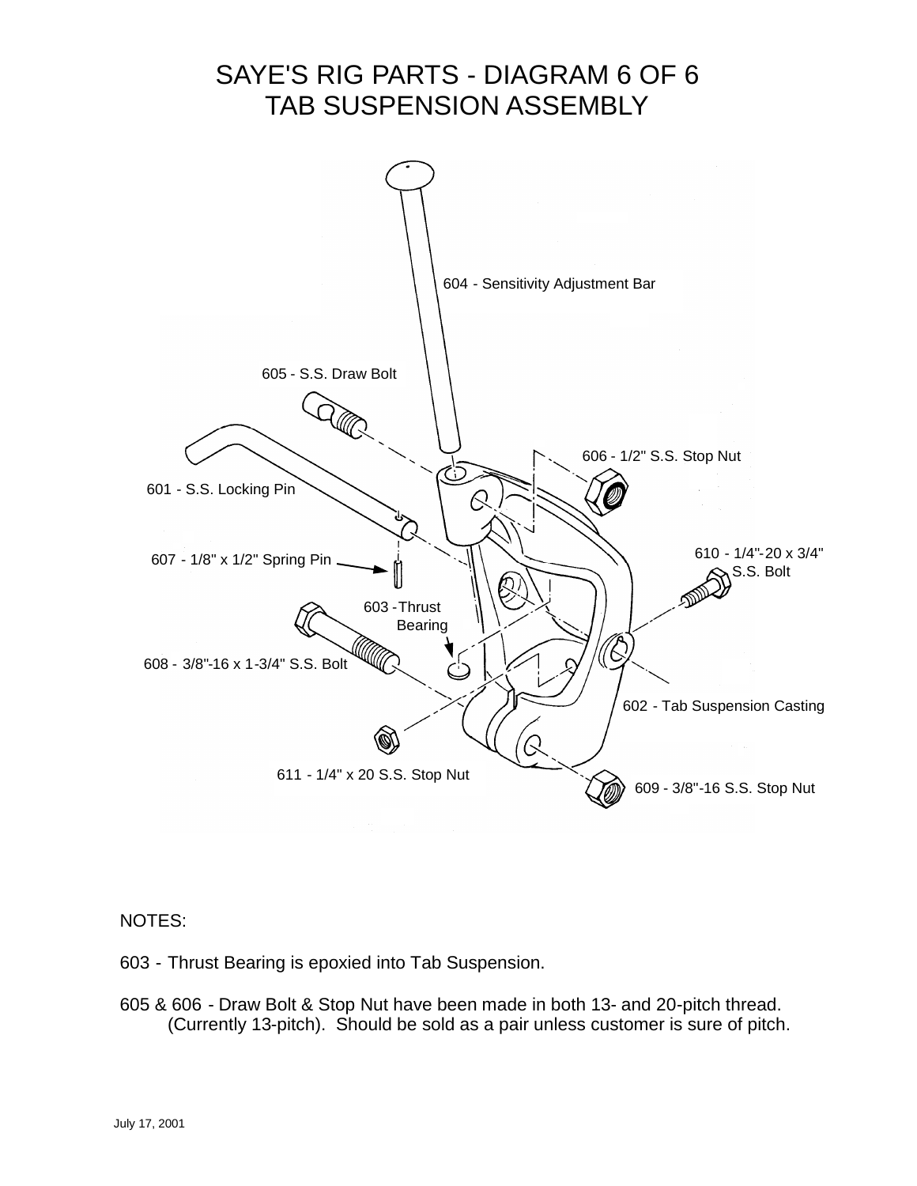# SAYE'S RIG PARTS - DIAGRAM 6 OF 6
# TAB SUSPENSION ASSEMBLY

604 - Sensitivity Adjustment Bar

605 - S.S. Draw Bolt

606 - 1/2" S.S. Stop Nut

601 - S.S. Locking Pin

610 - 1/4"-20 x 3/4" S.S. Bolt

607 - 1/8" x 1/2" Spring Pin

603 - Thrust Bearing

608 - 3/8"-16 x 1-3/4" S.S. Bolt

602 - Tab Suspension Casting

611 - 1/4" x 20 S.S. Stop Nut

609 - 3/8"-16 S.S. Stop Nut

NOTES:

603 - Thrust Bearing is epoxied into Tab Suspension.

605 & 606 - Draw Bolt & Stop Nut have been made in both 13- and 20-pitch thread. (Currently 13-pitch). Should be sold as a pair unless customer is sure of pitch.

July 17, 2001